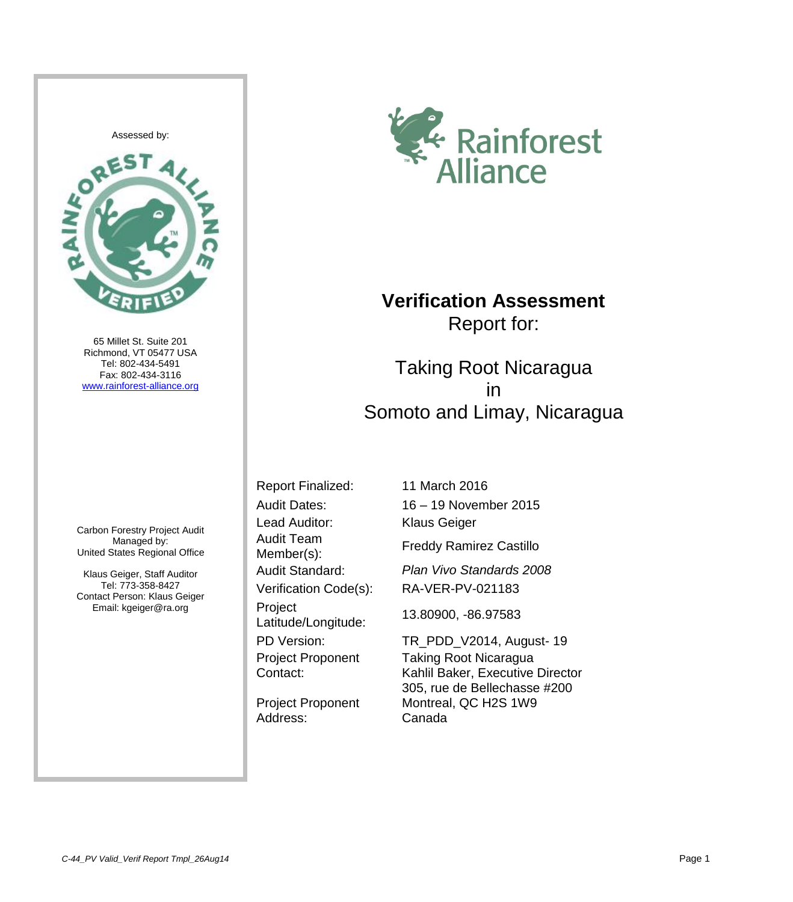Assessed by:

65 Millet St. Suite 201
Richmond, VT 05477 USA
Tel: 802-434-5491
Fax: 802-434-3116
www.rainforest-alliance.org

Carbon Forestry Project Audit
Managed by:
United States Regional Office

Klaus Geiger, Staff Auditor
Tel: 773-358-8427
Contact Person: Klaus Geiger
Email: kgeiger@ra.org

Rainforest Alliance

# Verification Assessment

Report for:

## Taking Root Nicaragua in Somoto and Limay, Nicaragua

| | |
|---|---|
| Report Finalized: | 11 March 2016 |
| Audit Dates: | 16 – 19 November 2015 |
| Lead Auditor: | Klaus Geiger |
| Audit Team Member(s): | Freddy Ramirez Castillo |
| Audit Standard: | *Plan Vivo Standards 2008* |
| Verification Code(s): | RA-VER-PV-021183 |
| Project Latitude/Longitude: | 13.80900, -86.97583 |
| PD Version: | TR_PDD_V2014, August- 19 |
| Project Proponent Contact: | Taking Root Nicaragua<br>Kahlil Baker, Executive Director |
| Project Proponent Address: | 305, rue de Bellechasse #200<br>Montreal, QC H2S 1W9<br>Canada |

C-44_PV Valid_Verif Report Tmpl_26Aug14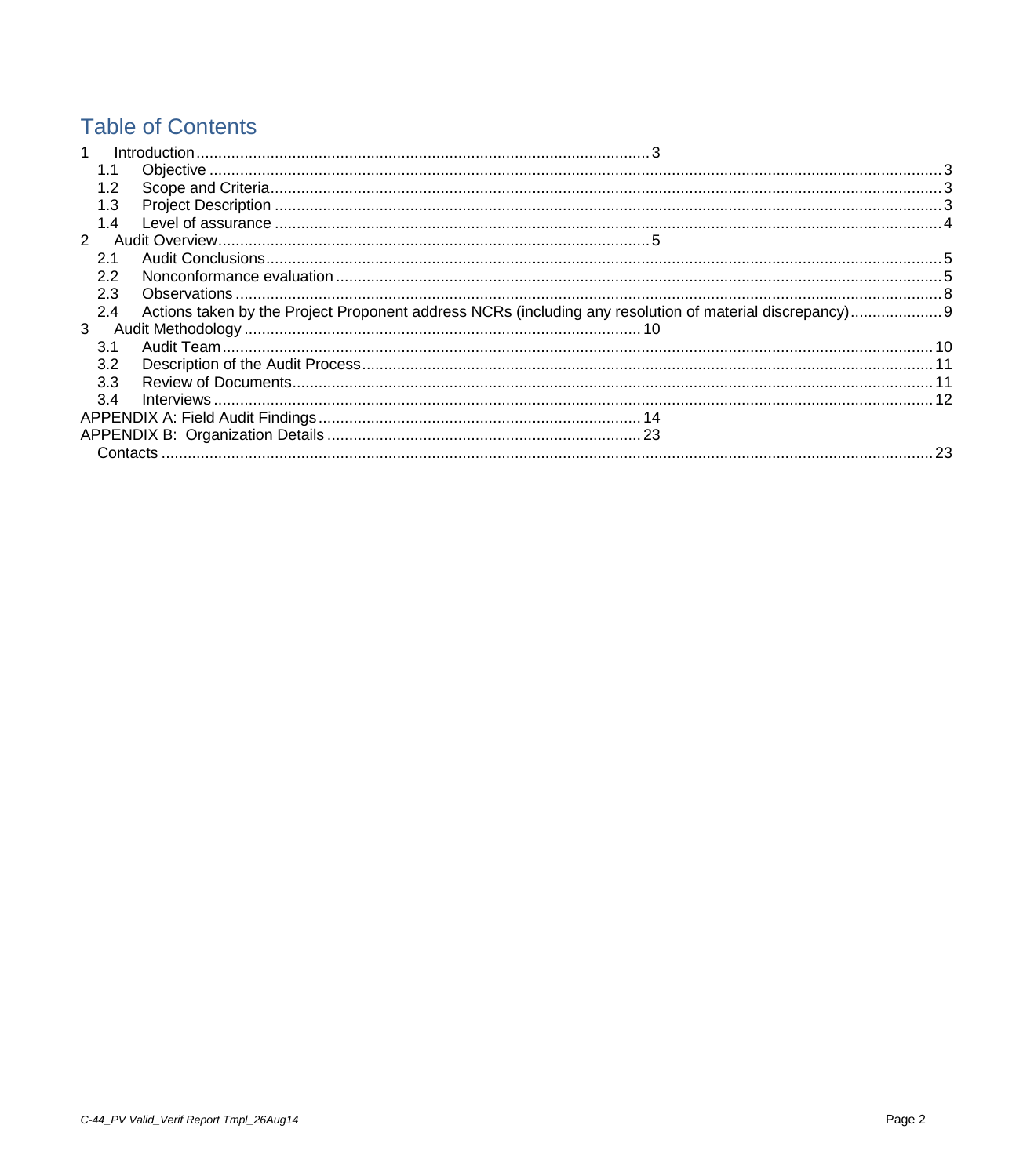# Table of Contents

- 1 Introduction ... 3
  - 1.1 Objective ... 3
  - 1.2 Scope and Criteria ... 3
  - 1.3 Project Description ... 3
  - 1.4 Level of assurance ... 4
- 2 Audit Overview ... 5
  - 2.1 Audit Conclusions ... 5
  - 2.2 Nonconformance evaluation ... 5
  - 2.3 Observations ... 8
  - 2.4 Actions taken by the Project Proponent address NCRs (including any resolution of material discrepancy) ... 9
- 3 Audit Methodology ... 10
  - 3.1 Audit Team ... 10
  - 3.2 Description of the Audit Process ... 11
  - 3.3 Review of Documents ... 11
  - 3.4 Interviews ... 12
- APPENDIX A: Field Audit Findings ... 14
- APPENDIX B: Organization Details ... 23
  - Contacts ... 23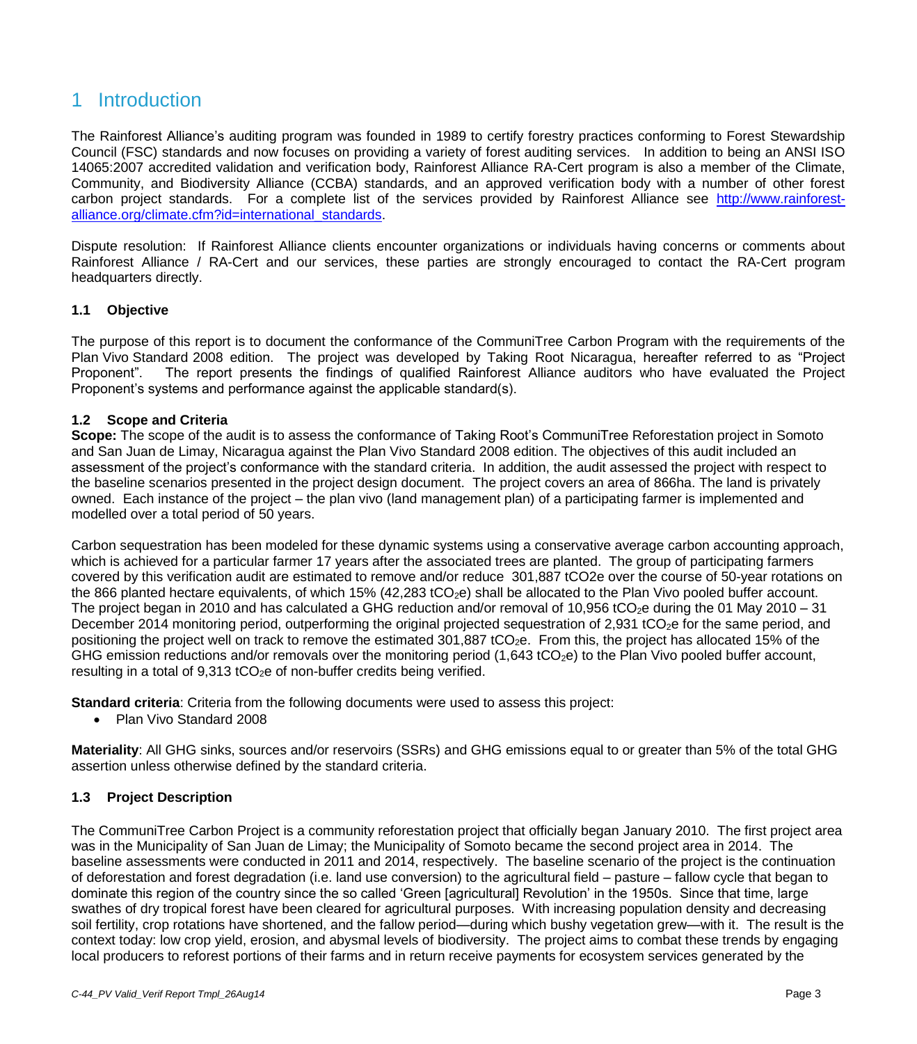# 1 Introduction

The Rainforest Alliance's auditing program was founded in 1989 to certify forestry practices conforming to Forest Stewardship Council (FSC) standards and now focuses on providing a variety of forest auditing services. In addition to being an ANSI ISO 14065:2007 accredited validation and verification body, Rainforest Alliance RA-Cert program is also a member of the Climate, Community, and Biodiversity Alliance (CCBA) standards, and an approved verification body with a number of other forest carbon project standards. For a complete list of the services provided by Rainforest Alliance see [http://www.rainforest-alliance.org/climate.cfm?id=international_standards](http://www.rainforest-alliance.org/climate.cfm?id=international_standards).

Dispute resolution: If Rainforest Alliance clients encounter organizations or individuals having concerns or comments about Rainforest Alliance / RA-Cert and our services, these parties are strongly encouraged to contact the RA-Cert program headquarters directly.

### 1.1 Objective

The purpose of this report is to document the conformance of the CommuniTree Carbon Program with the requirements of the Plan Vivo Standard 2008 edition. The project was developed by Taking Root Nicaragua, hereafter referred to as "Project Proponent". The report presents the findings of qualified Rainforest Alliance auditors who have evaluated the Project Proponent's systems and performance against the applicable standard(s).

### 1.2 Scope and Criteria

**Scope:** The scope of the audit is to assess the conformance of Taking Root's CommuniTree Reforestation project in Somoto and San Juan de Limay, Nicaragua against the Plan Vivo Standard 2008 edition. The objectives of this audit included an assessment of the project's conformance with the standard criteria. In addition, the audit assessed the project with respect to the baseline scenarios presented in the project design document. The project covers an area of 866ha. The land is privately owned. Each instance of the project – the plan vivo (land management plan) of a participating farmer is implemented and modelled over a total period of 50 years.

Carbon sequestration has been modeled for these dynamic systems using a conservative average carbon accounting approach, which is achieved for a particular farmer 17 years after the associated trees are planted. The group of participating farmers covered by this verification audit are estimated to remove and/or reduce 301,887 tCO2e over the course of 50-year rotations on the 866 planted hectare equivalents, of which 15% (42,283 $tCO_2e$) shall be allocated to the Plan Vivo pooled buffer account. The project began in 2010 and has calculated a GHG reduction and/or removal of 10,956 $tCO_2e$ during the 01 May 2010 – 31 December 2014 monitoring period, outperforming the original projected sequestration of 2,931 $tCO_2e$ for the same period, and positioning the project well on track to remove the estimated 301,887 $tCO_2e$. From this, the project has allocated 15% of the GHG emission reductions and/or removals over the monitoring period (1,643 $tCO_2e$) to the Plan Vivo pooled buffer account, resulting in a total of 9,313 $tCO_2e$ of non-buffer credits being verified.

**Standard criteria**: Criteria from the following documents were used to assess this project:

- Plan Vivo Standard 2008

**Materiality**: All GHG sinks, sources and/or reservoirs (SSRs) and GHG emissions equal to or greater than 5% of the total GHG assertion unless otherwise defined by the standard criteria.

### 1.3 Project Description

The CommuniTree Carbon Project is a community reforestation project that officially began January 2010. The first project area was in the Municipality of San Juan de Limay; the Municipality of Somoto became the second project area in 2014. The baseline assessments were conducted in 2011 and 2014, respectively. The baseline scenario of the project is the continuation of deforestation and forest degradation (i.e. land use conversion) to the agricultural field – pasture – fallow cycle that began to dominate this region of the country since the so called 'Green [agricultural] Revolution' in the 1950s. Since that time, large swathes of dry tropical forest have been cleared for agricultural purposes. With increasing population density and decreasing soil fertility, crop rotations have shortened, and the fallow period—during which bushy vegetation grew—with it. The result is the context today: low crop yield, erosion, and abysmal levels of biodiversity. The project aims to combat these trends by engaging local producers to reforest portions of their farms and in return receive payments for ecosystem services generated by the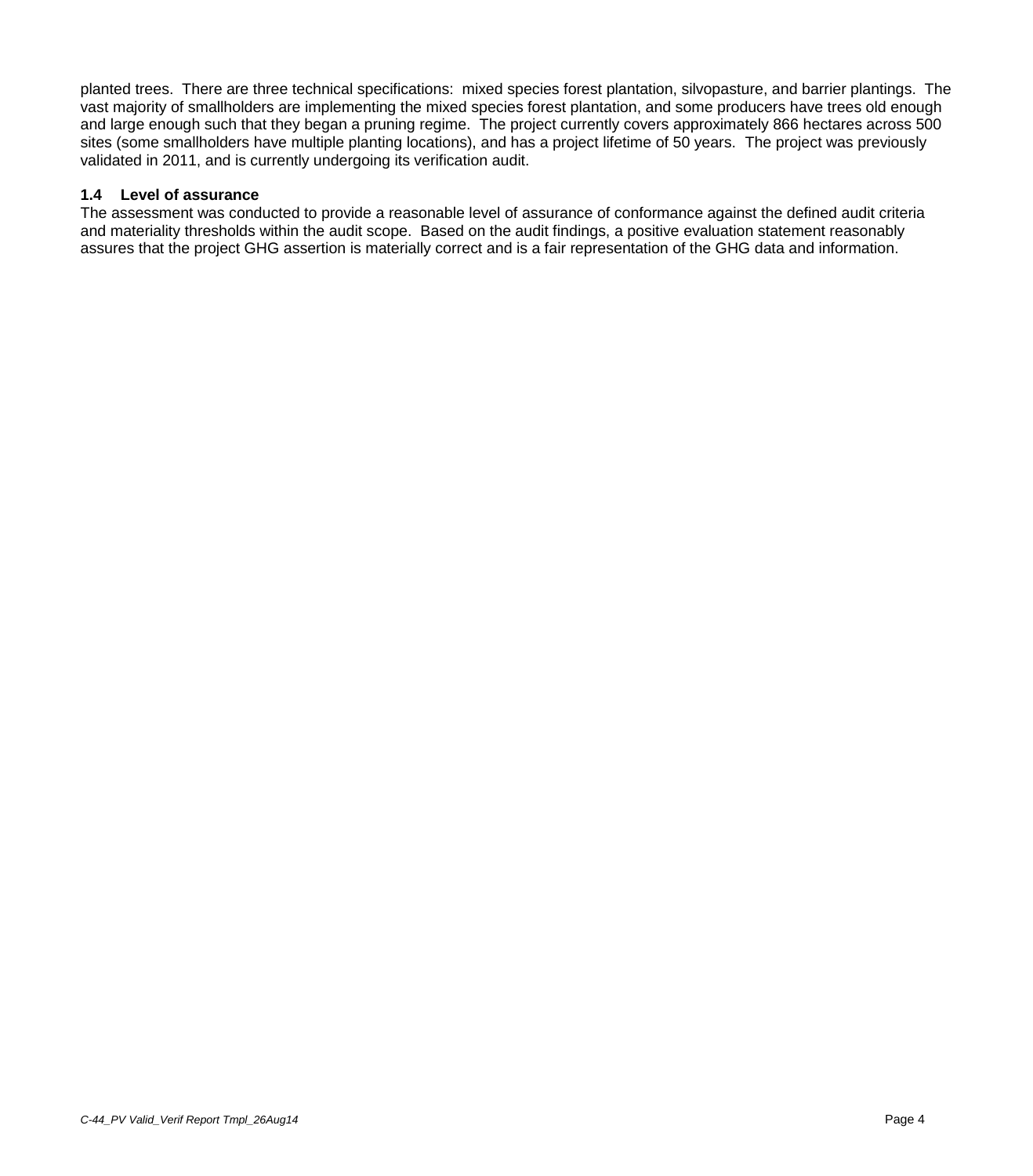planted trees. There are three technical specifications: mixed species forest plantation, silvopasture, and barrier plantings. The vast majority of smallholders are implementing the mixed species forest plantation, and some producers have trees old enough and large enough such that they began a pruning regime. The project currently covers approximately 866 hectares across 500 sites (some smallholders have multiple planting locations), and has a project lifetime of 50 years. The project was previously validated in 2011, and is currently undergoing its verification audit.

### 1.4 Level of assurance

The assessment was conducted to provide a reasonable level of assurance of conformance against the defined audit criteria and materiality thresholds within the audit scope. Based on the audit findings, a positive evaluation statement reasonably assures that the project GHG assertion is materially correct and is a fair representation of the GHG data and information.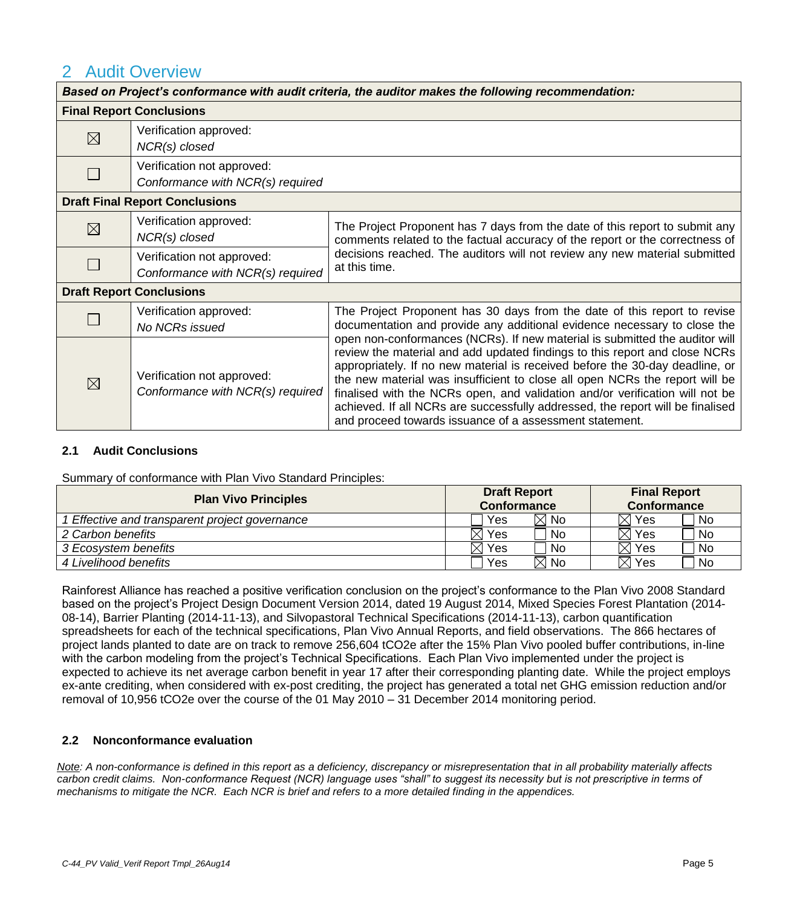## 2 Audit Overview

| *Based on Project's conformance with audit criteria, the auditor makes the following recommendation:* | | |
|---|---|---|
| **Final Report Conclusions** | | |
| ☒ | Verification approved: *NCR(s) closed* | |
| ☐ | Verification not approved: *Conformance with NCR(s) required* | |
| **Draft Final Report Conclusions** | | |
| ☒ | Verification approved: *NCR(s) closed* | The Project Proponent has 7 days from the date of this report to submit any comments related to the factual accuracy of the report or the correctness of decisions reached. The auditors will not review any new material submitted at this time. |
| ☐ | Verification not approved: *Conformance with NCR(s) required* | |
| **Draft Report Conclusions** | | |
| ☐ | Verification approved: *No NCRs issued* | The Project Proponent has 30 days from the date of this report to revise documentation and provide any additional evidence necessary to close the open non-conformances (NCRs). If new material is submitted the auditor will review the material and add updated findings to this report and close NCRs appropriately. If no new material is received before the 30-day deadline, or the new material was insufficient to close all open NCRs the report will be finalised with the NCRs open, and validation and/or verification will not be achieved. If all NCRs are successfully addressed, the report will be finalised and proceed towards issuance of a assessment statement. |
| ☒ | Verification not approved: *Conformance with NCR(s) required* | |

### 2.1 Audit Conclusions

Summary of conformance with Plan Vivo Standard Principles:

| Plan Vivo Principles | Draft Report Conformance | | Final Report Conformance | |
|---|---|---|---|---|
| *1 Effective and transparent project governance* | ☐ Yes | ☒ No | ☒ Yes | ☐ No |
| *2 Carbon benefits* | ☒ Yes | ☐ No | ☒ Yes | ☐ No |
| *3 Ecosystem benefits* | ☒ Yes | ☐ No | ☒ Yes | ☐ No |
| *4 Livelihood benefits* | ☐ Yes | ☒ No | ☒ Yes | ☐ No |

Rainforest Alliance has reached a positive verification conclusion on the project's conformance to the Plan Vivo 2008 Standard based on the project's Project Design Document Version 2014, dated 19 August 2014, Mixed Species Forest Plantation (2014-08-14), Barrier Planting (2014-11-13), and Silvopastoral Technical Specifications (2014-11-13), carbon quantification spreadsheets for each of the technical specifications, Plan Vivo Annual Reports, and field observations. The 866 hectares of project lands planted to date are on track to remove 256,604 tCO2e after the 15% Plan Vivo pooled buffer contributions, in-line with the carbon modeling from the project's Technical Specifications. Each Plan Vivo implemented under the project is expected to achieve its net average carbon benefit in year 17 after their corresponding planting date. While the project employs ex-ante crediting, when considered with ex-post crediting, the project has generated a total net GHG emission reduction and/or removal of 10,956 tCO2e over the course of the 01 May 2010 – 31 December 2014 monitoring period.

### 2.2 Nonconformance evaluation

*<u>Note</u>: A non-conformance is defined in this report as a deficiency, discrepancy or misrepresentation that in all probability materially affects carbon credit claims. Non-conformance Request (NCR) language uses "shall" to suggest its necessity but is not prescriptive in terms of mechanisms to mitigate the NCR. Each NCR is brief and refers to a more detailed finding in the appendices.*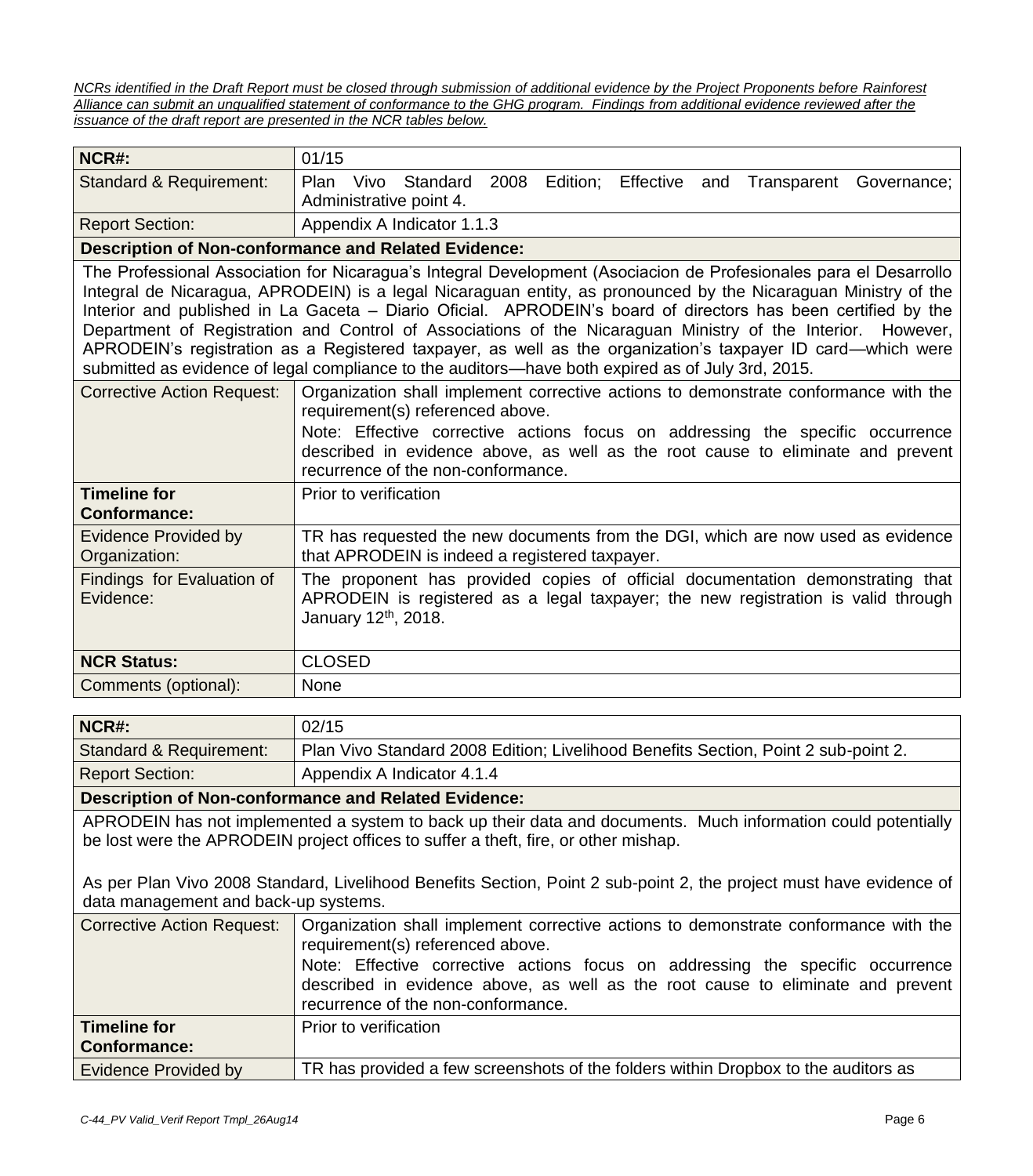*NCRs identified in the Draft Report must be closed through submission of additional evidence by the Project Proponents before Rainforest Alliance can submit an unqualified statement of conformance to the GHG program. Findings from additional evidence reviewed after the issuance of the draft report are presented in the NCR tables below.*

| **NCR#:** | 01/15 |
|---|---|
| Standard & Requirement: | Plan Vivo Standard 2008 Edition; Effective and Transparent Governance; Administrative point 4. |
| Report Section: | Appendix A Indicator 1.1.3 |
| **Description of Non-conformance and Related Evidence:** | |
| The Professional Association for Nicaragua's Integral Development (Asociacion de Profesionales para el Desarrollo Integral de Nicaragua, APRODEIN) is a legal Nicaraguan entity, as pronounced by the Nicaraguan Ministry of the Interior and published in La Gaceta – Diario Oficial. APRODEIN's board of directors has been certified by the Department of Registration and Control of Associations of the Nicaraguan Ministry of the Interior. However, APRODEIN's registration as a Registered taxpayer, as well as the organization's taxpayer ID card—which were submitted as evidence of legal compliance to the auditors—have both expired as of July 3rd, 2015. | |
| Corrective Action Request: | Organization shall implement corrective actions to demonstrate conformance with the requirement(s) referenced above.<br>Note: Effective corrective actions focus on addressing the specific occurrence described in evidence above, as well as the root cause to eliminate and prevent recurrence of the non-conformance. |
| **Timeline for Conformance:** | Prior to verification |
| Evidence Provided by Organization: | TR has requested the new documents from the DGI, which are now used as evidence that APRODEIN is indeed a registered taxpayer. |
| Findings for Evaluation of Evidence: | The proponent has provided copies of official documentation demonstrating that APRODEIN is registered as a legal taxpayer; the new registration is valid through January 12th, 2018. |
| **NCR Status:** | CLOSED |
| Comments (optional): | None |

| **NCR#:** | 02/15 |
|---|---|
| Standard & Requirement: | Plan Vivo Standard 2008 Edition; Livelihood Benefits Section, Point 2 sub-point 2. |
| Report Section: | Appendix A Indicator 4.1.4 |
| **Description of Non-conformance and Related Evidence:** | |
| APRODEIN has not implemented a system to back up their data and documents. Much information could potentially be lost were the APRODEIN project offices to suffer a theft, fire, or other mishap.<br><br>As per Plan Vivo 2008 Standard, Livelihood Benefits Section, Point 2 sub-point 2, the project must have evidence of data management and back-up systems. | |
| Corrective Action Request: | Organization shall implement corrective actions to demonstrate conformance with the requirement(s) referenced above.<br>Note: Effective corrective actions focus on addressing the specific occurrence described in evidence above, as well as the root cause to eliminate and prevent recurrence of the non-conformance. |
| **Timeline for Conformance:** | Prior to verification |
| Evidence Provided by | TR has provided a few screenshots of the folders within Dropbox to the auditors as |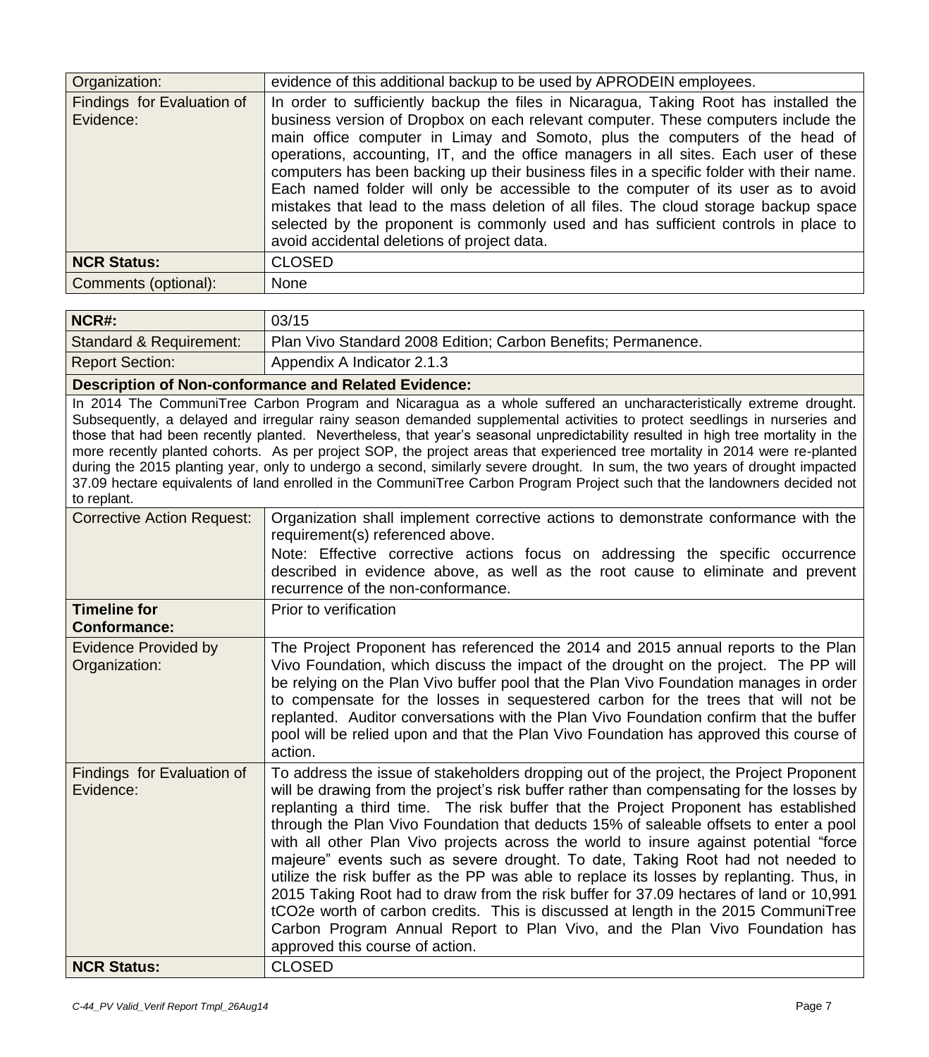| Organization: | evidence of this additional backup to be used by APRODEIN employees. |
|---|---|
| Findings for Evaluation of Evidence: | In order to sufficiently backup the files in Nicaragua, Taking Root has installed the business version of Dropbox on each relevant computer. These computers include the main office computer in Limay and Somoto, plus the computers of the head of operations, accounting, IT, and the office managers in all sites. Each user of these computers has been backing up their business files in a specific folder with their name. Each named folder will only be accessible to the computer of its user as to avoid mistakes that lead to the mass deletion of all files. The cloud storage backup space selected by the proponent is commonly used and has sufficient controls in place to avoid accidental deletions of project data. |
| **NCR Status:** | CLOSED |
| Comments (optional): | None |

| **NCR#:** | 03/15 |
|---|---|
| Standard & Requirement: | Plan Vivo Standard 2008 Edition; Carbon Benefits; Permanence. |
| Report Section: | Appendix A Indicator 2.1.3 |
| **Description of Non-conformance and Related Evidence:** | |
| In 2014 The CommuniTree Carbon Program and Nicaragua as a whole suffered an uncharacteristically extreme drought. Subsequently, a delayed and irregular rainy season demanded supplemental activities to protect seedlings in nurseries and those that had been recently planted. Nevertheless, that year's seasonal unpredictability resulted in high tree mortality in the more recently planted cohorts. As per project SOP, the project areas that experienced tree mortality in 2014 were re-planted during the 2015 planting year, only to undergo a second, similarly severe drought. In sum, the two years of drought impacted 37.09 hectare equivalents of land enrolled in the CommuniTree Carbon Program Project such that the landowners decided not to replant. | |
| Corrective Action Request: | Organization shall implement corrective actions to demonstrate conformance with the requirement(s) referenced above.<br>Note: Effective corrective actions focus on addressing the specific occurrence described in evidence above, as well as the root cause to eliminate and prevent recurrence of the non-conformance. |
| **Timeline for Conformance:** | Prior to verification |
| Evidence Provided by Organization: | The Project Proponent has referenced the 2014 and 2015 annual reports to the Plan Vivo Foundation, which discuss the impact of the drought on the project. The PP will be relying on the Plan Vivo buffer pool that the Plan Vivo Foundation manages in order to compensate for the losses in sequestered carbon for the trees that will not be replanted. Auditor conversations with the Plan Vivo Foundation confirm that the buffer pool will be relied upon and that the Plan Vivo Foundation has approved this course of action. |
| Findings for Evaluation of Evidence: | To address the issue of stakeholders dropping out of the project, the Project Proponent will be drawing from the project's risk buffer rather than compensating for the losses by replanting a third time. The risk buffer that the Project Proponent has established through the Plan Vivo Foundation that deducts 15% of saleable offsets to enter a pool with all other Plan Vivo projects across the world to insure against potential "force majeure" events such as severe drought. To date, Taking Root had not needed to utilize the risk buffer as the PP was able to replace its losses by replanting. Thus, in 2015 Taking Root had to draw from the risk buffer for 37.09 hectares of land or 10,991 tCO2e worth of carbon credits. This is discussed at length in the 2015 CommuniTree Carbon Program Annual Report to Plan Vivo, and the Plan Vivo Foundation has approved this course of action. |
| **NCR Status:** | CLOSED |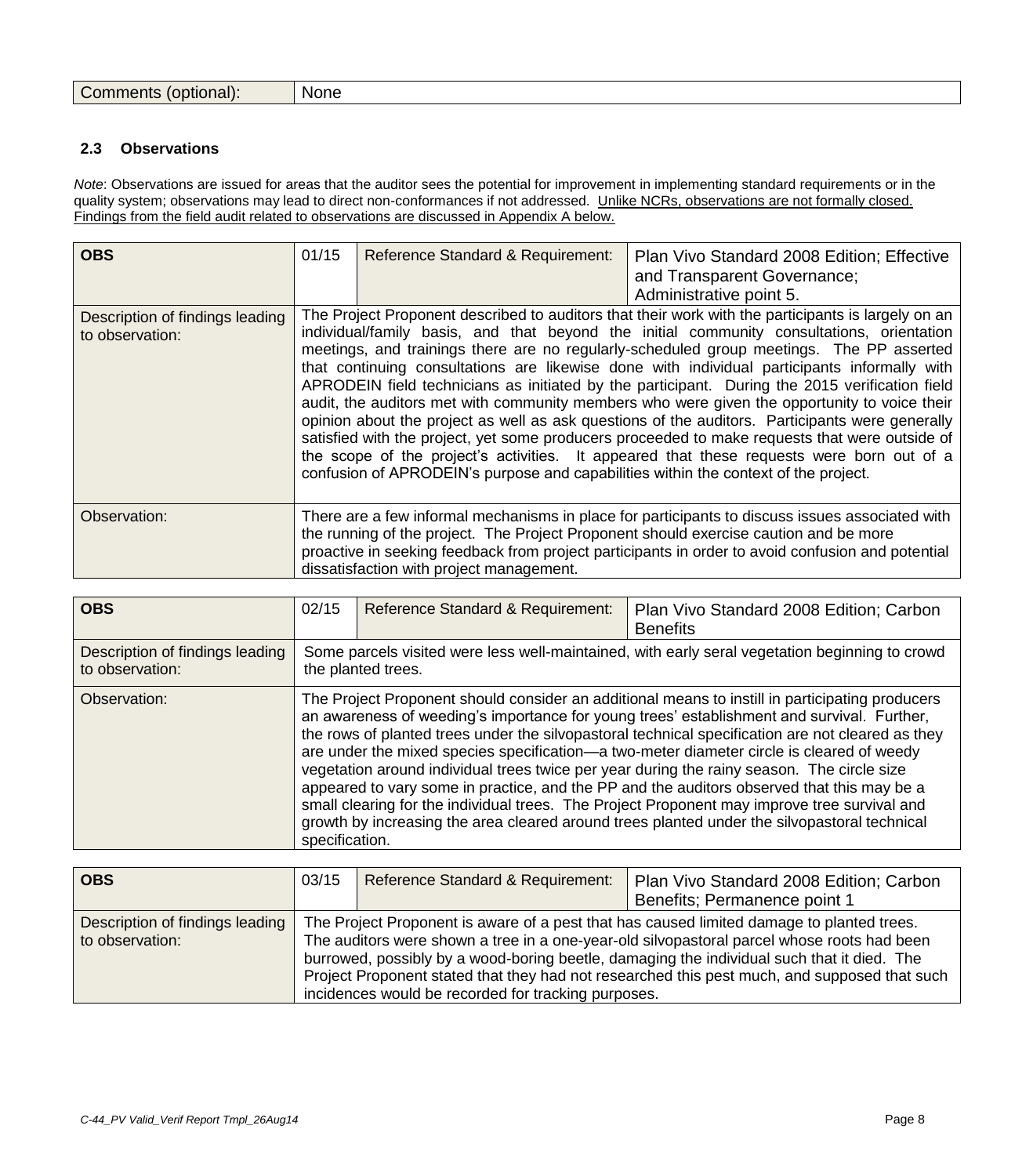| Comments (optional): | None |
|---|---|

### 2.3 Observations

*Note*: Observations are issued for areas that the auditor sees the potential for improvement in implementing standard requirements or in the quality system; observations may lead to direct non-conformances if not addressed. Unlike NCRs, observations are not formally closed. Findings from the field audit related to observations are discussed in Appendix A below.

| **OBS** | 01/15 | Reference Standard & Requirement: | Plan Vivo Standard 2008 Edition; Effective and Transparent Governance; Administrative point 5. |
|---|---|---|---|
| Description of findings leading to observation: | The Project Proponent described to auditors that their work with the participants is largely on an individual/family basis, and that beyond the initial community consultations, orientation meetings, and trainings there are no regularly-scheduled group meetings. The PP asserted that continuing consultations are likewise done with individual participants informally with APRODEIN field technicians as initiated by the participant. During the 2015 verification field audit, the auditors met with community members who were given the opportunity to voice their opinion about the project as well as ask questions of the auditors. Participants were generally satisfied with the project, yet some producers proceeded to make requests that were outside of the scope of the project's activities. It appeared that these requests were born out of a confusion of APRODEIN's purpose and capabilities within the context of the project. | | |
| Observation: | There are a few informal mechanisms in place for participants to discuss issues associated with the running of the project. The Project Proponent should exercise caution and be more proactive in seeking feedback from project participants in order to avoid confusion and potential dissatisfaction with project management. | | |

| **OBS** | 02/15 | Reference Standard & Requirement: | Plan Vivo Standard 2008 Edition; Carbon Benefits |
|---|---|---|---|
| Description of findings leading to observation: | Some parcels visited were less well-maintained, with early seral vegetation beginning to crowd the planted trees. | | |
| Observation: | The Project Proponent should consider an additional means to instill in participating producers an awareness of weeding's importance for young trees' establishment and survival. Further, the rows of planted trees under the silvopastoral technical specification are not cleared as they are under the mixed species specification—a two-meter diameter circle is cleared of weedy vegetation around individual trees twice per year during the rainy season. The circle size appeared to vary some in practice, and the PP and the auditors observed that this may be a small clearing for the individual trees. The Project Proponent may improve tree survival and growth by increasing the area cleared around trees planted under the silvopastoral technical specification. | | |

| **OBS** | 03/15 | Reference Standard & Requirement: | Plan Vivo Standard 2008 Edition; Carbon Benefits; Permanence point 1 |
|---|---|---|---|
| Description of findings leading to observation: | The Project Proponent is aware of a pest that has caused limited damage to planted trees. The auditors were shown a tree in a one-year-old silvopastoral parcel whose roots had been burrowed, possibly by a wood-boring beetle, damaging the individual such that it died. The Project Proponent stated that they had not researched this pest much, and supposed that such incidences would be recorded for tracking purposes. | | |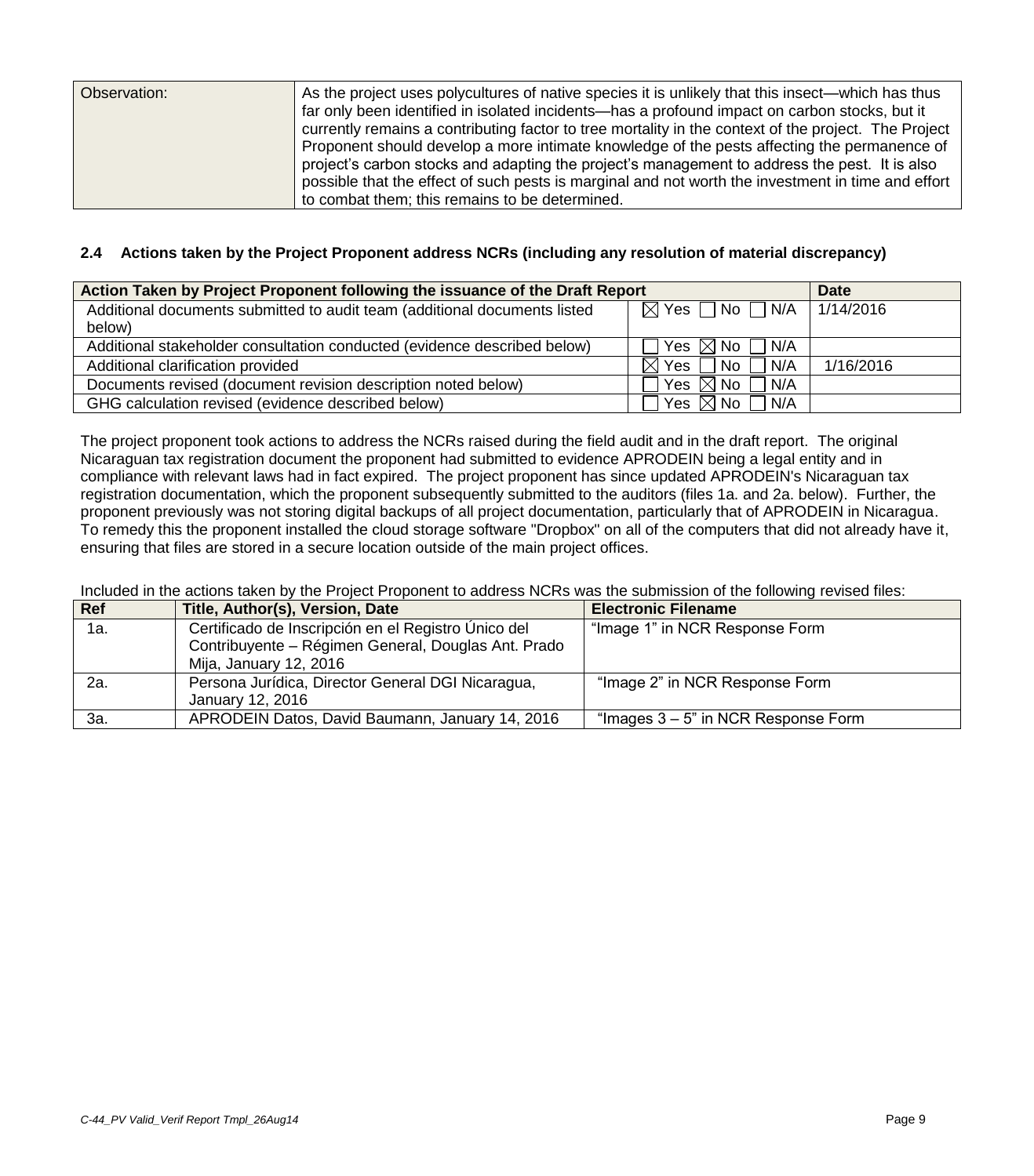| Observation: | As the project uses polycultures of native species it is unlikely that this insect—which has thus far only been identified in isolated incidents—has a profound impact on carbon stocks, but it currently remains a contributing factor to tree mortality in the context of the project. The Project Proponent should develop a more intimate knowledge of the pests affecting the permanence of project's carbon stocks and adapting the project's management to address the pest. It is also possible that the effect of such pests is marginal and not worth the investment in time and effort to combat them; this remains to be determined. |
|---|---|

### 2.4 Actions taken by the Project Proponent address NCRs (including any resolution of material discrepancy)

| Action Taken by Project Proponent following the issuance of the Draft Report | | Date |
|---|---|---|
| Additional documents submitted to audit team (additional documents listed below) | ☒ Yes ☐ No ☐ N/A | 1/14/2016 |
| Additional stakeholder consultation conducted (evidence described below) | ☐ Yes ☒ No ☐ N/A | |
| Additional clarification provided | ☒ Yes ☐ No ☐ N/A | 1/16/2016 |
| Documents revised (document revision description noted below) | ☐ Yes ☒ No ☐ N/A | |
| GHG calculation revised (evidence described below) | ☐ Yes ☒ No ☐ N/A | |

The project proponent took actions to address the NCRs raised during the field audit and in the draft report. The original Nicaraguan tax registration document the proponent had submitted to evidence APRODEIN being a legal entity and in compliance with relevant laws had in fact expired. The project proponent has since updated APRODEIN's Nicaraguan tax registration documentation, which the proponent subsequently submitted to the auditors (files 1a. and 2a. below). Further, the proponent previously was not storing digital backups of all project documentation, particularly that of APRODEIN in Nicaragua. To remedy this the proponent installed the cloud storage software "Dropbox" on all of the computers that did not already have it, ensuring that files are stored in a secure location outside of the main project offices.

Included in the actions taken by the Project Proponent to address NCRs was the submission of the following revised files:

| Ref | Title, Author(s), Version, Date | Electronic Filename |
|---|---|---|
| 1a. | Certificado de Inscripción en el Registro Único del Contribuyente – Régimen General, Douglas Ant. Prado Mija, January 12, 2016 | "Image 1" in NCR Response Form |
| 2a. | Persona Jurídica, Director General DGI Nicaragua, January 12, 2016 | "Image 2" in NCR Response Form |
| 3a. | APRODEIN Datos, David Baumann, January 14, 2016 | "Images 3 – 5" in NCR Response Form |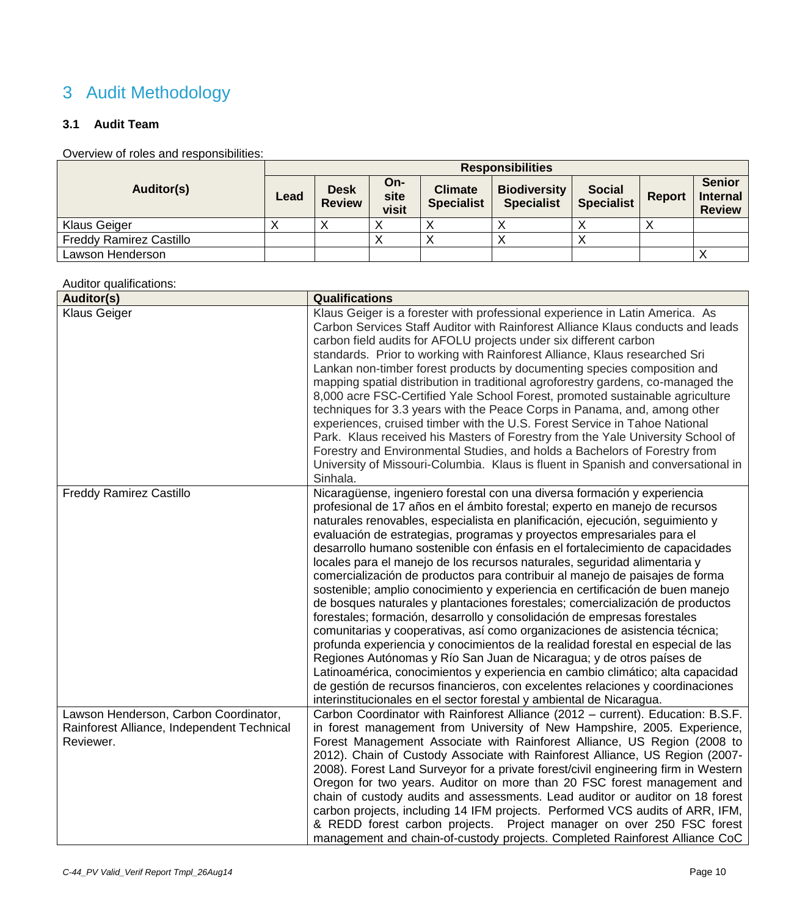# 3 Audit Methodology

### 3.1 Audit Team

Overview of roles and responsibilities:

| Auditor(s) | Responsibilities | | | | | | | |
|---|---|---|---|---|---|---|---|---|
| | Lead | Desk Review | On-site visit | Climate Specialist | Biodiversity Specialist | Social Specialist | Report | Senior Internal Review |
| Klaus Geiger | X | X | X | X | X | X | X | |
| Freddy Ramirez Castillo | | | X | X | X | X | | |
| Lawson Henderson | | | | | | | | X |

Auditor qualifications:

| Auditor(s) | Qualifications |
|---|---|
| Klaus Geiger | Klaus Geiger is a forester with professional experience in Latin America. As Carbon Services Staff Auditor with Rainforest Alliance Klaus conducts and leads carbon field audits for AFOLU projects under six different carbon standards. Prior to working with Rainforest Alliance, Klaus researched Sri Lankan non-timber forest products by documenting species composition and mapping spatial distribution in traditional agroforestry gardens, co-managed the 8,000 acre FSC-Certified Yale School Forest, promoted sustainable agriculture techniques for 3.3 years with the Peace Corps in Panama, and, among other experiences, cruised timber with the U.S. Forest Service in Tahoe National Park. Klaus received his Masters of Forestry from the Yale University School of Forestry and Environmental Studies, and holds a Bachelors of Forestry from University of Missouri-Columbia. Klaus is fluent in Spanish and conversational in Sinhala. |
| Freddy Ramirez Castillo | Nicaragüense, ingeniero forestal con una diversa formación y experiencia profesional de 17 años en el ámbito forestal; experto en manejo de recursos naturales renovables, especialista en planificación, ejecución, seguimiento y evaluación de estrategias, programas y proyectos empresariales para el desarrollo humano sostenible con énfasis en el fortalecimiento de capacidades locales para el manejo de los recursos naturales, seguridad alimentaria y comercialización de productos para contribuir al manejo de paisajes de forma sostenible; amplio conocimiento y experiencia en certificación de buen manejo de bosques naturales y plantaciones forestales; comercialización de productos forestales; formación, desarrollo y consolidación de empresas forestales comunitarias y cooperativas, así como organizaciones de asistencia técnica; profunda experiencia y conocimientos de la realidad forestal en especial de las Regiones Autónomas y Río San Juan de Nicaragua; y de otros países de Latinoamérica, conocimientos y experiencia en cambio climático; alta capacidad de gestión de recursos financieros, con excelentes relaciones y coordinaciones interinstitucionales en el sector forestal y ambiental de Nicaragua. |
| Lawson Henderson, Carbon Coordinator, Rainforest Alliance, Independent Technical Reviewer. | Carbon Coordinator with Rainforest Alliance (2012 – current). Education: B.S.F. in forest management from University of New Hampshire, 2005. Experience, Forest Management Associate with Rainforest Alliance, US Region (2008 to 2012). Chain of Custody Associate with Rainforest Alliance, US Region (2007-2008). Forest Land Surveyor for a private forest/civil engineering firm in Western Oregon for two years. Auditor on more than 20 FSC forest management and chain of custody audits and assessments. Lead auditor or auditor on 18 forest carbon projects, including 14 IFM projects. Performed VCS audits of ARR, IFM, & REDD forest carbon projects. Project manager on over 250 FSC forest management and chain-of-custody projects. Completed Rainforest Alliance CoC |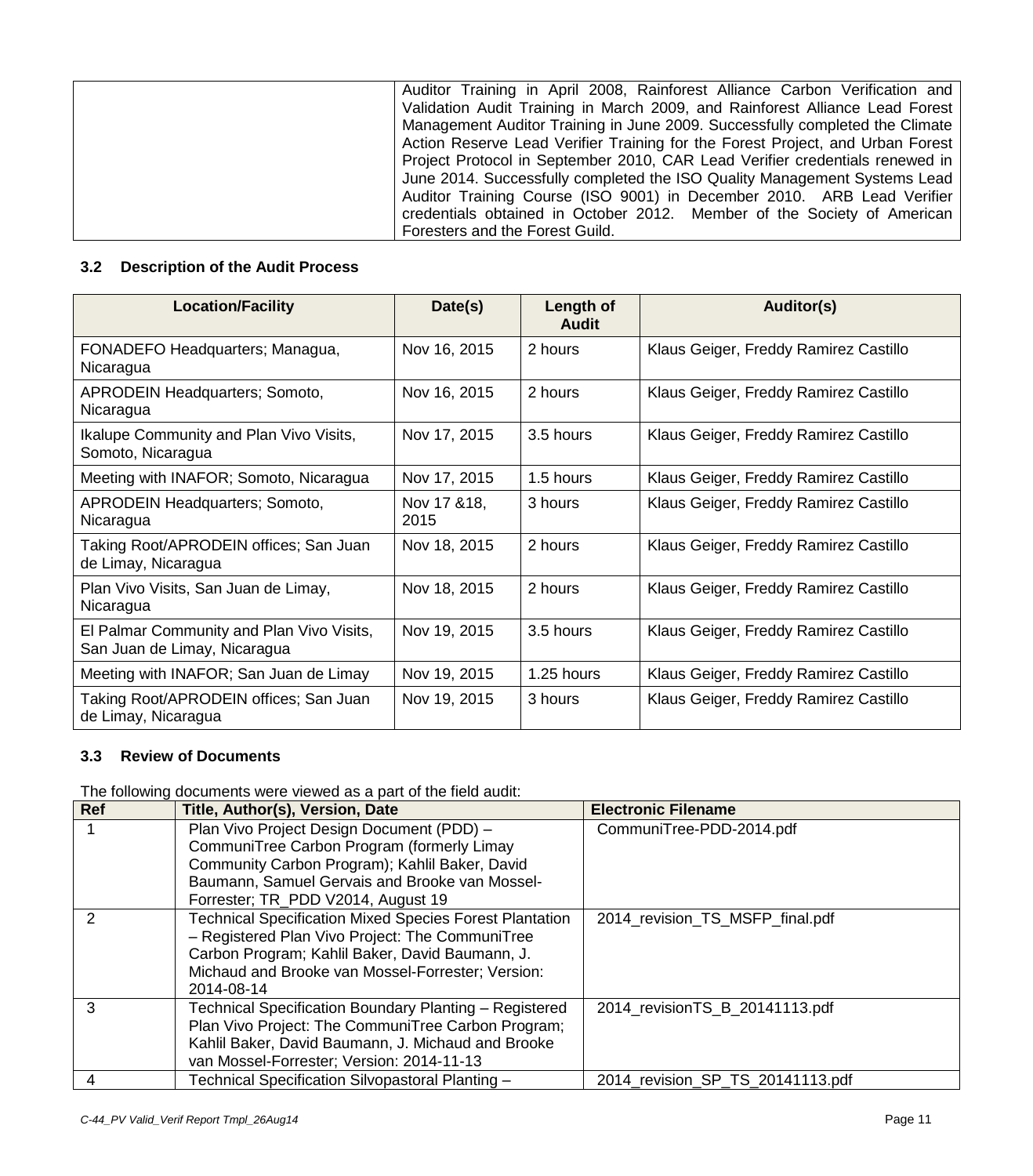|  | Auditor Training in April 2008, Rainforest Alliance Carbon Verification and Validation Audit Training in March 2009, and Rainforest Alliance Lead Forest Management Auditor Training in June 2009. Successfully completed the Climate Action Reserve Lead Verifier Training for the Forest Project, and Urban Forest Project Protocol in September 2010, CAR Lead Verifier credentials renewed in June 2014. Successfully completed the ISO Quality Management Systems Lead Auditor Training Course (ISO 9001) in December 2010. ARB Lead Verifier credentials obtained in October 2012. Member of the Society of American Foresters and the Forest Guild. |
|---|---|

### 3.2 Description of the Audit Process

| Location/Facility | Date(s) | Length of Audit | Auditor(s) |
|---|---|---|---|
| FONADEFO Headquarters; Managua, Nicaragua | Nov 16, 2015 | 2 hours | Klaus Geiger, Freddy Ramirez Castillo |
| APRODEIN Headquarters; Somoto, Nicaragua | Nov 16, 2015 | 2 hours | Klaus Geiger, Freddy Ramirez Castillo |
| Ikalupe Community and Plan Vivo Visits, Somoto, Nicaragua | Nov 17, 2015 | 3.5 hours | Klaus Geiger, Freddy Ramirez Castillo |
| Meeting with INAFOR; Somoto, Nicaragua | Nov 17, 2015 | 1.5 hours | Klaus Geiger, Freddy Ramirez Castillo |
| APRODEIN Headquarters; Somoto, Nicaragua | Nov 17 &18, 2015 | 3 hours | Klaus Geiger, Freddy Ramirez Castillo |
| Taking Root/APRODEIN offices; San Juan de Limay, Nicaragua | Nov 18, 2015 | 2 hours | Klaus Geiger, Freddy Ramirez Castillo |
| Plan Vivo Visits, San Juan de Limay, Nicaragua | Nov 18, 2015 | 2 hours | Klaus Geiger, Freddy Ramirez Castillo |
| El Palmar Community and Plan Vivo Visits, San Juan de Limay, Nicaragua | Nov 19, 2015 | 3.5 hours | Klaus Geiger, Freddy Ramirez Castillo |
| Meeting with INAFOR; San Juan de Limay | Nov 19, 2015 | 1.25 hours | Klaus Geiger, Freddy Ramirez Castillo |
| Taking Root/APRODEIN offices; San Juan de Limay, Nicaragua | Nov 19, 2015 | 3 hours | Klaus Geiger, Freddy Ramirez Castillo |

### 3.3 Review of Documents

The following documents were viewed as a part of the field audit:

| Ref | Title, Author(s), Version, Date | Electronic Filename |
|---|---|---|
| 1 | Plan Vivo Project Design Document (PDD) – CommuniTree Carbon Program (formerly Limay Community Carbon Program); Kahlil Baker, David Baumann, Samuel Gervais and Brooke van Mossel-Forrester; TR_PDD V2014, August 19 | CommuniTree-PDD-2014.pdf |
| 2 | Technical Specification Mixed Species Forest Plantation – Registered Plan Vivo Project: The CommuniTree Carbon Program; Kahlil Baker, David Baumann, J. Michaud and Brooke van Mossel-Forrester; Version: 2014-08-14 | 2014_revision_TS_MSFP_final.pdf |
| 3 | Technical Specification Boundary Planting – Registered Plan Vivo Project: The CommuniTree Carbon Program; Kahlil Baker, David Baumann, J. Michaud and Brooke van Mossel-Forrester; Version: 2014-11-13 | 2014_revisionTS_B_20141113.pdf |
| 4 | Technical Specification Silvopastoral Planting – | 2014_revision_SP_TS_20141113.pdf |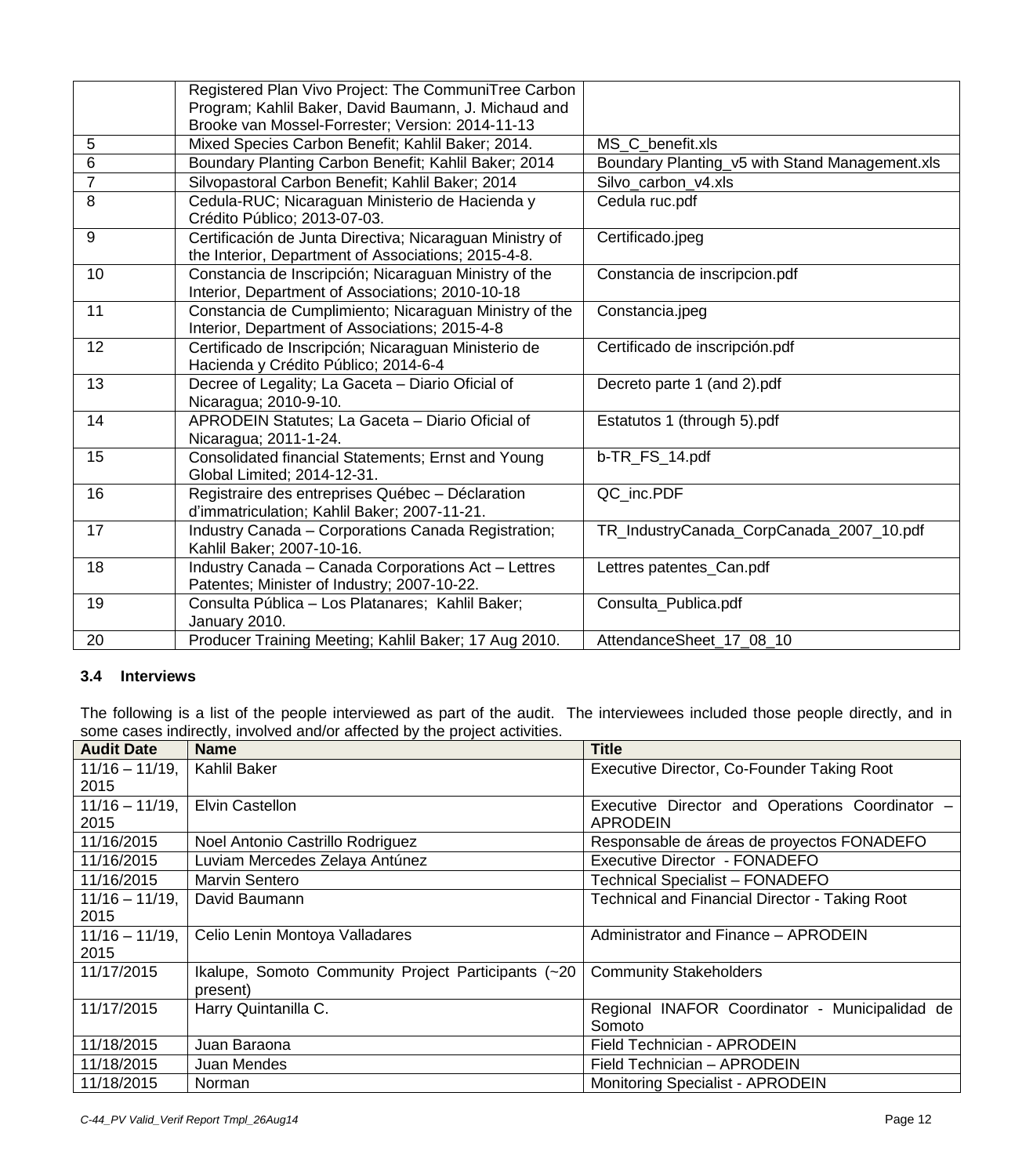| | | |
|---|---|---|
| | Registered Plan Vivo Project: The CommuniTree Carbon Program; Kahlil Baker, David Baumann, J. Michaud and Brooke van Mossel-Forrester; Version: 2014-11-13 | |
| 5 | Mixed Species Carbon Benefit; Kahlil Baker; 2014. | MS_C_benefit.xls |
| 6 | Boundary Planting Carbon Benefit; Kahlil Baker; 2014 | Boundary Planting_v5 with Stand Management.xls |
| 7 | Silvopastoral Carbon Benefit; Kahlil Baker; 2014 | Silvo_carbon_v4.xls |
| 8 | Cedula-RUC; Nicaraguan Ministerio de Hacienda y Crédito Público; 2013-07-03. | Cedula ruc.pdf |
| 9 | Certificación de Junta Directiva; Nicaraguan Ministry of the Interior, Department of Associations; 2015-4-8. | Certificado.jpeg |
| 10 | Constancia de Inscripción; Nicaraguan Ministry of the Interior, Department of Associations; 2010-10-18 | Constancia de inscripcion.pdf |
| 11 | Constancia de Cumplimiento; Nicaraguan Ministry of the Interior, Department of Associations; 2015-4-8 | Constancia.jpeg |
| 12 | Certificado de Inscripción; Nicaraguan Ministerio de Hacienda y Crédito Público; 2014-6-4 | Certificado de inscripción.pdf |
| 13 | Decree of Legality; La Gaceta – Diario Oficial of Nicaragua; 2010-9-10. | Decreto parte 1 (and 2).pdf |
| 14 | APRODEIN Statutes; La Gaceta – Diario Oficial of Nicaragua; 2011-1-24. | Estatutos 1 (through 5).pdf |
| 15 | Consolidated financial Statements; Ernst and Young Global Limited; 2014-12-31. | b-TR_FS_14.pdf |
| 16 | Registraire des entreprises Québec – Déclaration d'immatriculation; Kahlil Baker; 2007-11-21. | QC_inc.PDF |
| 17 | Industry Canada – Corporations Canada Registration; Kahlil Baker; 2007-10-16. | TR_IndustryCanada_CorpCanada_2007_10.pdf |
| 18 | Industry Canada – Canada Corporations Act – Lettres Patentes; Minister of Industry; 2007-10-22. | Lettres patentes_Can.pdf |
| 19 | Consulta Pública – Los Platanares; Kahlil Baker; January 2010. | Consulta_Publica.pdf |
| 20 | Producer Training Meeting; Kahlil Baker; 17 Aug 2010. | AttendanceSheet_17_08_10 |

### 3.4 Interviews

The following is a list of the people interviewed as part of the audit. The interviewees included those people directly, and in some cases indirectly, involved and/or affected by the project activities.

| Audit Date | Name | Title |
|---|---|---|
| 11/16 – 11/19, 2015 | Kahlil Baker | Executive Director, Co-Founder Taking Root |
| 11/16 – 11/19, 2015 | Elvin Castellon | Executive Director and Operations Coordinator – APRODEIN |
| 11/16/2015 | Noel Antonio Castrillo Rodriguez | Responsable de áreas de proyectos FONADEFO |
| 11/16/2015 | Luviam Mercedes Zelaya Antúnez | Executive Director - FONADEFO |
| 11/16/2015 | Marvin Sentero | Technical Specialist – FONADEFO |
| 11/16 – 11/19, 2015 | David Baumann | Technical and Financial Director - Taking Root |
| 11/16 – 11/19, 2015 | Celio Lenin Montoya Valladares | Administrator and Finance – APRODEIN |
| 11/17/2015 | Ikalupe, Somoto Community Project Participants (~20 present) | Community Stakeholders |
| 11/17/2015 | Harry Quintanilla C. | Regional INAFOR Coordinator - Municipalidad de Somoto |
| 11/18/2015 | Juan Baraona | Field Technician - APRODEIN |
| 11/18/2015 | Juan Mendes | Field Technician – APRODEIN |
| 11/18/2015 | Norman | Monitoring Specialist - APRODEIN |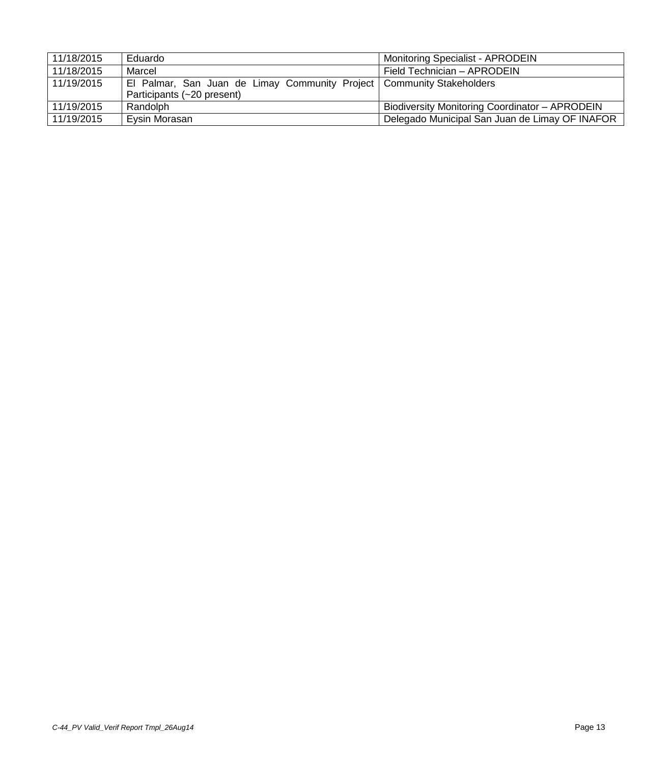| | | |
|---|---|---|
| 11/18/2015 | Eduardo | Monitoring Specialist - APRODEIN |
| 11/18/2015 | Marcel | Field Technician – APRODEIN |
| 11/19/2015 | El Palmar, San Juan de Limay Community Project Participants (~20 present) | Community Stakeholders |
| 11/19/2015 | Randolph | Biodiversity Monitoring Coordinator – APRODEIN |
| 11/19/2015 | Eysin Morasan | Delegado Municipal San Juan de Limay OF INAFOR |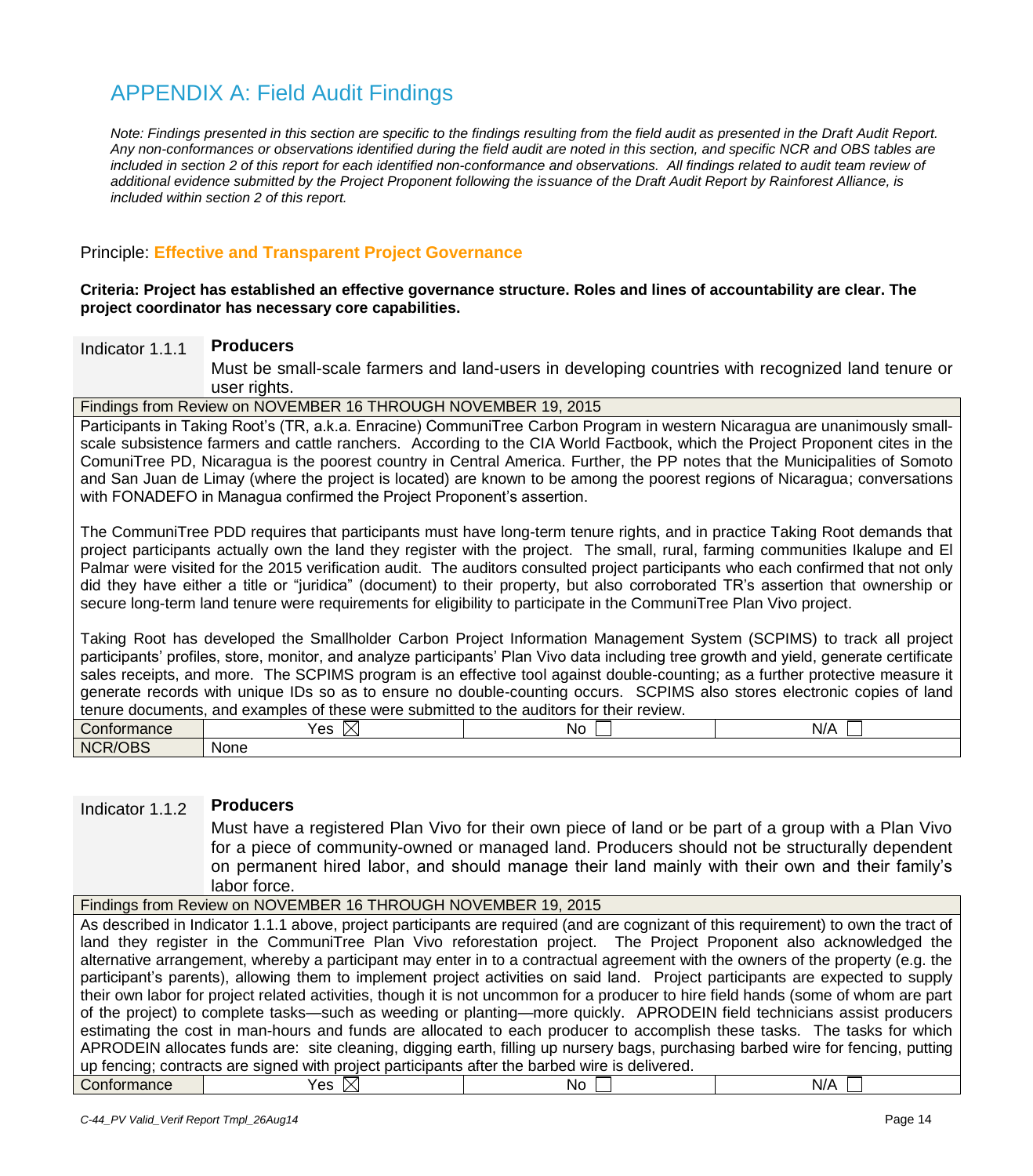# APPENDIX A: Field Audit Findings

*Note: Findings presented in this section are specific to the findings resulting from the field audit as presented in the Draft Audit Report. Any non-conformances or observations identified during the field audit are noted in this section, and specific NCR and OBS tables are included in section 2 of this report for each identified non-conformance and observations. All findings related to audit team review of additional evidence submitted by the Project Proponent following the issuance of the Draft Audit Report by Rainforest Alliance, is included within section 2 of this report.*

## Principle: **Effective and Transparent Project Governance**

**Criteria: Project has established an effective governance structure. Roles and lines of accountability are clear. The project coordinator has necessary core capabilities.**

| Indicator 1.1.1 | **Producers**<br>Must be small-scale farmers and land-users in developing countries with recognized land tenure or user rights. | | |
|---|---|---|---|
| Findings from Review on NOVEMBER 16 THROUGH NOVEMBER 19, 2015 | | | |
| Participants in Taking Root's (TR, a.k.a. Enracine) CommuniTree Carbon Program in western Nicaragua are unanimously small-scale subsistence farmers and cattle ranchers. According to the CIA World Factbook, which the Project Proponent cites in the ComuniTree PD, Nicaragua is the poorest country in Central America. Further, the PP notes that the Municipalities of Somoto and San Juan de Limay (where the project is located) are known to be among the poorest regions of Nicaragua; conversations with FONADEFO in Managua confirmed the Project Proponent's assertion.<br><br>The CommuniTree PDD requires that participants must have long-term tenure rights, and in practice Taking Root demands that project participants actually own the land they register with the project. The small, rural, farming communities Ikalupe and El Palmar were visited for the 2015 verification audit. The auditors consulted project participants who each confirmed that not only did they have either a title or "juridica" (document) to their property, but also corroborated TR's assertion that ownership or secure long-term land tenure were requirements for eligibility to participate in the CommuniTree Plan Vivo project.<br><br>Taking Root has developed the Smallholder Carbon Project Information Management System (SCPIMS) to track all project participants' profiles, store, monitor, and analyze participants' Plan Vivo data including tree growth and yield, generate certificate sales receipts, and more. The SCPIMS program is an effective tool against double-counting; as a further protective measure it generate records with unique IDs so as to ensure no double-counting occurs. SCPIMS also stores electronic copies of land tenure documents, and examples of these were submitted to the auditors for their review. | | | |
| Conformance | Yes ☒ | No ☐ | N/A ☐ |
| NCR/OBS | None | | |

| Indicator 1.1.2 | **Producers**<br>Must have a registered Plan Vivo for their own piece of land or be part of a group with a Plan Vivo for a piece of community-owned or managed land. Producers should not be structurally dependent on permanent hired labor, and should manage their land mainly with their own and their family's labor force. | | |
|---|---|---|---|
| Findings from Review on NOVEMBER 16 THROUGH NOVEMBER 19, 2015 | | | |
| As described in Indicator 1.1.1 above, project participants are required (and are cognizant of this requirement) to own the tract of land they register in the CommuniTree Plan Vivo reforestation project. The Project Proponent also acknowledged the alternative arrangement, whereby a participant may enter in to a contractual agreement with the owners of the property (e.g. the participant's parents), allowing them to implement project activities on said land. Project participants are expected to supply their own labor for project related activities, though it is not uncommon for a producer to hire field hands (some of whom are part of the project) to complete tasks—such as weeding or planting—more quickly. APRODEIN field technicians assist producers estimating the cost in man-hours and funds are allocated to each producer to accomplish these tasks. The tasks for which APRODEIN allocates funds are: site cleaning, digging earth, filling up nursery bags, purchasing barbed wire for fencing, putting up fencing; contracts are signed with project participants after the barbed wire is delivered. | | | |
| Conformance | Yes ☒ | No ☐ | N/A ☐ |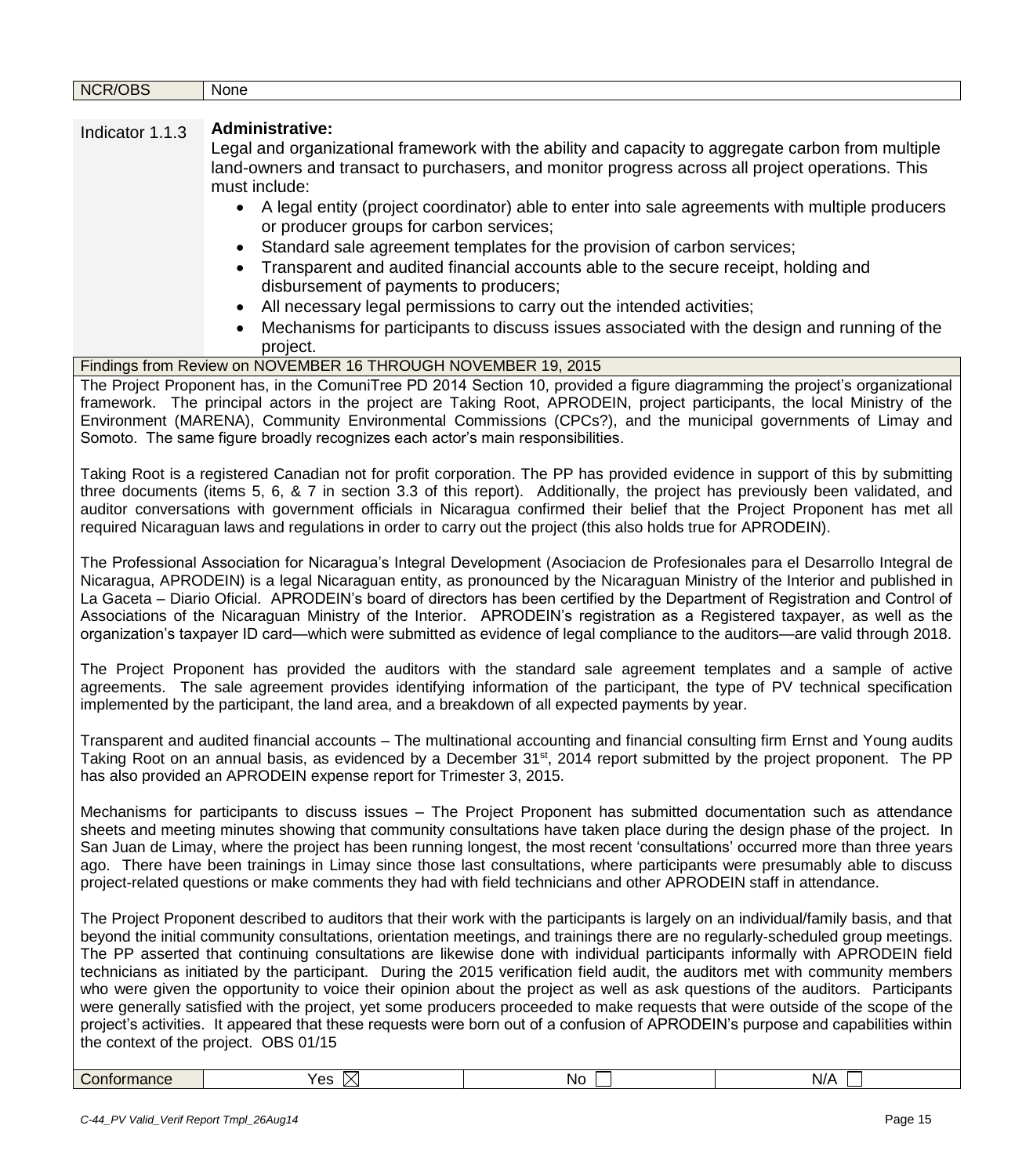| NCR/OBS | None |
|---|---|

| Indicator 1.1.3 | **Administrative:** Legal and organizational framework with the ability and capacity to aggregate carbon from multiple land-owners and transact to purchasers, and monitor progress across all project operations. This must include:<br>• A legal entity (project coordinator) able to enter into sale agreements with multiple producers or producer groups for carbon services;<br>• Standard sale agreement templates for the provision of carbon services;<br>• Transparent and audited financial accounts able to the secure receipt, holding and disbursement of payments to producers;<br>• All necessary legal permissions to carry out the intended activities;<br>• Mechanisms for participants to discuss issues associated with the design and running of the project. |
|---|---|

Findings from Review on NOVEMBER 16 THROUGH NOVEMBER 19, 2015

The Project Proponent has, in the ComuniTree PD 2014 Section 10, provided a figure diagramming the project's organizational framework. The principal actors in the project are Taking Root, APRODEIN, project participants, the local Ministry of the Environment (MARENA), Community Environmental Commissions (CPCs?), and the municipal governments of Limay and Somoto. The same figure broadly recognizes each actor's main responsibilities.

Taking Root is a registered Canadian not for profit corporation. The PP has provided evidence in support of this by submitting three documents (items 5, 6, & 7 in section 3.3 of this report). Additionally, the project has previously been validated, and auditor conversations with government officials in Nicaragua confirmed their belief that the Project Proponent has met all required Nicaraguan laws and regulations in order to carry out the project (this also holds true for APRODEIN).

The Professional Association for Nicaragua's Integral Development (Asociacion de Profesionales para el Desarrollo Integral de Nicaragua, APRODEIN) is a legal Nicaraguan entity, as pronounced by the Nicaraguan Ministry of the Interior and published in La Gaceta – Diario Oficial. APRODEIN's board of directors has been certified by the Department of Registration and Control of Associations of the Nicaraguan Ministry of the Interior. APRODEIN's registration as a Registered taxpayer, as well as the organization's taxpayer ID card—which were submitted as evidence of legal compliance to the auditors—are valid through 2018.

The Project Proponent has provided the auditors with the standard sale agreement templates and a sample of active agreements. The sale agreement provides identifying information of the participant, the type of PV technical specification implemented by the participant, the land area, and a breakdown of all expected payments by year.

Transparent and audited financial accounts – The multinational accounting and financial consulting firm Ernst and Young audits Taking Root on an annual basis, as evidenced by a December 31st, 2014 report submitted by the project proponent. The PP has also provided an APRODEIN expense report for Trimester 3, 2015.

Mechanisms for participants to discuss issues – The Project Proponent has submitted documentation such as attendance sheets and meeting minutes showing that community consultations have taken place during the design phase of the project. In San Juan de Limay, where the project has been running longest, the most recent 'consultations' occurred more than three years ago. There have been trainings in Limay since those last consultations, where participants were presumably able to discuss project-related questions or make comments they had with field technicians and other APRODEIN staff in attendance.

The Project Proponent described to auditors that their work with the participants is largely on an individual/family basis, and that beyond the initial community consultations, orientation meetings, and trainings there are no regularly-scheduled group meetings. The PP asserted that continuing consultations are likewise done with individual participants informally with APRODEIN field technicians as initiated by the participant. During the 2015 verification field audit, the auditors met with community members who were given the opportunity to voice their opinion about the project as well as ask questions of the auditors. Participants were generally satisfied with the project, yet some producers proceeded to make requests that were outside of the scope of the project's activities. It appeared that these requests were born out of a confusion of APRODEIN's purpose and capabilities within the context of the project. OBS 01/15

| Conformance | Yes ☒ | No ☐ | N/A ☐ |
|---|---|---|---|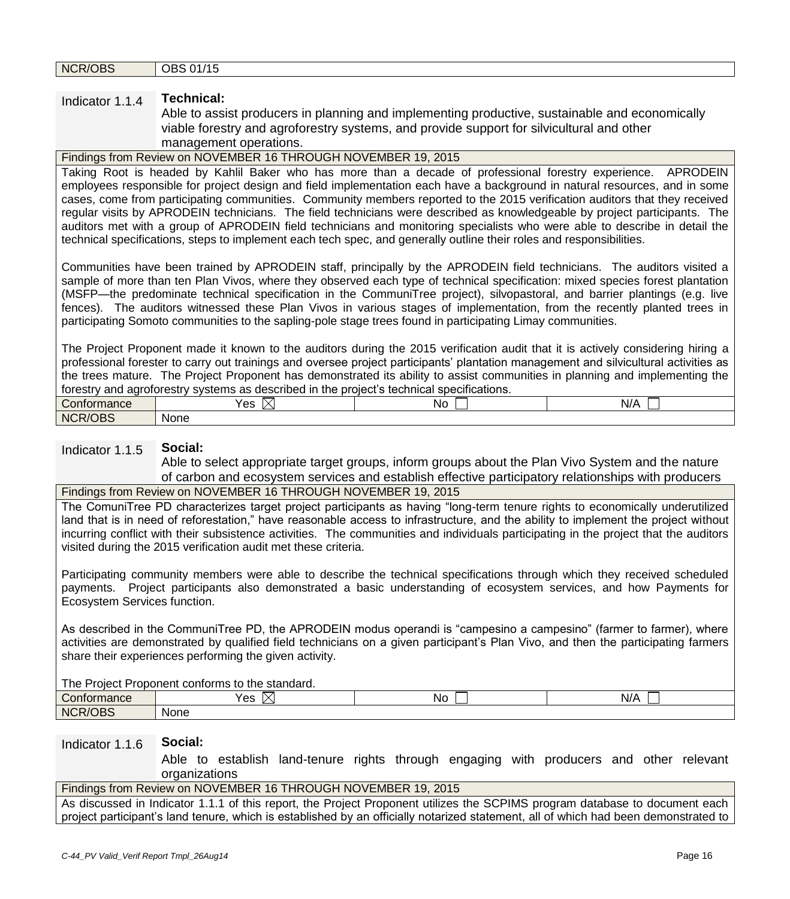| NCR/OBS | OBS 01/15 |
|---|---|

| Indicator 1.1.4 | **Technical:** Able to assist producers in planning and implementing productive, sustainable and economically viable forestry and agroforestry systems, and provide support for silvicultural and other management operations. |
|---|---|

Findings from Review on NOVEMBER 16 THROUGH NOVEMBER 19, 2015

Taking Root is headed by Kahlil Baker who has more than a decade of professional forestry experience. APRODEIN employees responsible for project design and field implementation each have a background in natural resources, and in some cases, come from participating communities. Community members reported to the 2015 verification auditors that they received regular visits by APRODEIN technicians. The field technicians were described as knowledgeable by project participants. The auditors met with a group of APRODEIN field technicians and monitoring specialists who were able to describe in detail the technical specifications, steps to implement each tech spec, and generally outline their roles and responsibilities.

Communities have been trained by APRODEIN staff, principally by the APRODEIN field technicians. The auditors visited a sample of more than ten Plan Vivos, where they observed each type of technical specification: mixed species forest plantation (MSFP—the predominate technical specification in the CommuniTree project), silvopastoral, and barrier plantings (e.g. live fences). The auditors witnessed these Plan Vivos in various stages of implementation, from the recently planted trees in participating Somoto communities to the sapling-pole stage trees found in participating Limay communities.

The Project Proponent made it known to the auditors during the 2015 verification audit that it is actively considering hiring a professional forester to carry out trainings and oversee project participants' plantation management and silvicultural activities as the trees mature. The Project Proponent has demonstrated its ability to assist communities in planning and implementing the forestry and agroforestry systems as described in the project's technical specifications.

| Conformance | Yes ☒ | No ☐ | N/A ☐ |
|---|---|---|---|
| NCR/OBS | None | | |

| Indicator 1.1.5 | **Social:** Able to select appropriate target groups, inform groups about the Plan Vivo System and the nature of carbon and ecosystem services and establish effective participatory relationships with producers |
|---|---|

Findings from Review on NOVEMBER 16 THROUGH NOVEMBER 19, 2015

The ComuniTree PD characterizes target project participants as having "long-term tenure rights to economically underutilized land that is in need of reforestation," have reasonable access to infrastructure, and the ability to implement the project without incurring conflict with their subsistence activities. The communities and individuals participating in the project that the auditors visited during the 2015 verification audit met these criteria.

Participating community members were able to describe the technical specifications through which they received scheduled payments. Project participants also demonstrated a basic understanding of ecosystem services, and how Payments for Ecosystem Services function.

As described in the CommuniTree PD, the APRODEIN modus operandi is "campesino a campesino" (farmer to farmer), where activities are demonstrated by qualified field technicians on a given participant's Plan Vivo, and then the participating farmers share their experiences performing the given activity.

The Project Proponent conforms to the standard.

| Conformance | Yes ☒ | No ☐ | N/A ☐ |
|---|---|---|---|
| NCR/OBS | None | | |

| Indicator 1.1.6 | **Social:** Able to establish land-tenure rights through engaging with producers and other relevant organizations |
|---|---|

Findings from Review on NOVEMBER 16 THROUGH NOVEMBER 19, 2015

As discussed in Indicator 1.1.1 of this report, the Project Proponent utilizes the SCPIMS program database to document each project participant's land tenure, which is established by an officially notarized statement, all of which had been demonstrated to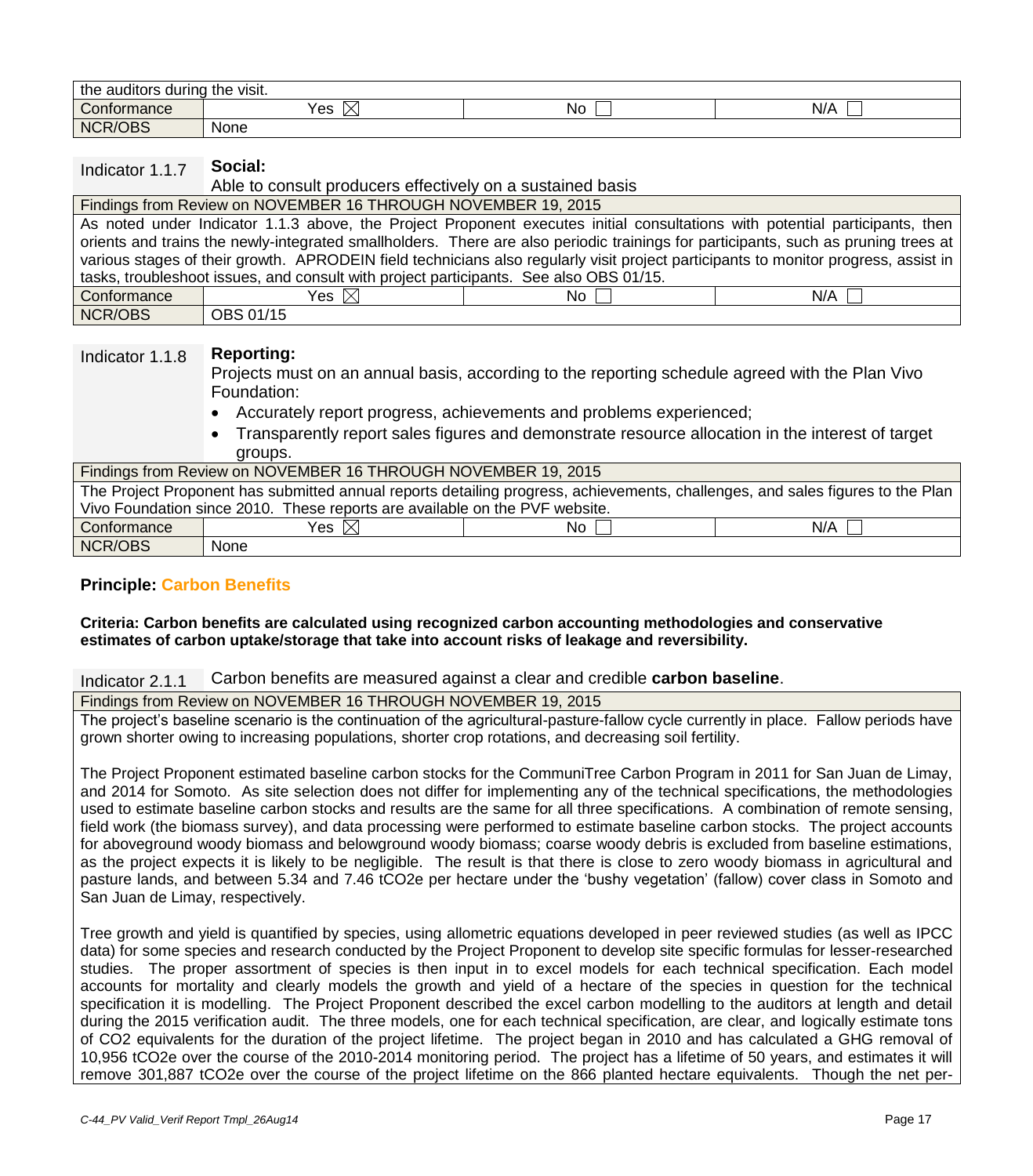| the auditors during the visit. | | | |
|---|---|---|---|
| Conformance | Yes ☒ | No ☐ | N/A ☐ |
| NCR/OBS | None | | |

| Indicator 1.1.7 | **Social:** Able to consult producers effectively on a sustained basis | | |
|---|---|---|---|
| Findings from Review on NOVEMBER 16 THROUGH NOVEMBER 19, 2015 | | | |
| As noted under Indicator 1.1.3 above, the Project Proponent executes initial consultations with potential participants, then orients and trains the newly-integrated smallholders. There are also periodic trainings for participants, such as pruning trees at various stages of their growth. APRODEIN field technicians also regularly visit project participants to monitor progress, assist in tasks, troubleshoot issues, and consult with project participants. See also OBS 01/15. | | | |
| Conformance | Yes ☒ | No ☐ | N/A ☐ |
| NCR/OBS | OBS 01/15 | | |

| Indicator 1.1.8 | **Reporting:** Projects must on an annual basis, according to the reporting schedule agreed with the Plan Vivo Foundation: • Accurately report progress, achievements and problems experienced; • Transparently report sales figures and demonstrate resource allocation in the interest of target groups. | | |
|---|---|---|---|
| Findings from Review on NOVEMBER 16 THROUGH NOVEMBER 19, 2015 | | | |
| The Project Proponent has submitted annual reports detailing progress, achievements, challenges, and sales figures to the Plan Vivo Foundation since 2010. These reports are available on the PVF website. | | | |
| Conformance | Yes ☒ | No ☐ | N/A ☐ |
| NCR/OBS | None | | |

**Principle: Carbon Benefits**

**Criteria: Carbon benefits are calculated using recognized carbon accounting methodologies and conservative estimates of carbon uptake/storage that take into account risks of leakage and reversibility.**

| Indicator 2.1.1 | Carbon benefits are measured against a clear and credible **carbon baseline**. |
|---|---|
| Findings from Review on NOVEMBER 16 THROUGH NOVEMBER 19, 2015 | |

The project's baseline scenario is the continuation of the agricultural-pasture-fallow cycle currently in place. Fallow periods have grown shorter owing to increasing populations, shorter crop rotations, and decreasing soil fertility.

The Project Proponent estimated baseline carbon stocks for the CommuniTree Carbon Program in 2011 for San Juan de Limay, and 2014 for Somoto. As site selection does not differ for implementing any of the technical specifications, the methodologies used to estimate baseline carbon stocks and results are the same for all three specifications. A combination of remote sensing, field work (the biomass survey), and data processing were performed to estimate baseline carbon stocks. The project accounts for aboveground woody biomass and belowground woody biomass; coarse woody debris is excluded from baseline estimations, as the project expects it is likely to be negligible. The result is that there is close to zero woody biomass in agricultural and pasture lands, and between 5.34 and 7.46 tCO2e per hectare under the 'bushy vegetation' (fallow) cover class in Somoto and San Juan de Limay, respectively.

Tree growth and yield is quantified by species, using allometric equations developed in peer reviewed studies (as well as IPCC data) for some species and research conducted by the Project Proponent to develop site specific formulas for lesser-researched studies. The proper assortment of species is then input in to excel models for each technical specification. Each model accounts for mortality and clearly models the growth and yield of a hectare of the species in question for the technical specification it is modelling. The Project Proponent described the excel carbon modelling to the auditors at length and detail during the 2015 verification audit. The three models, one for each technical specification, are clear, and logically estimate tons of CO2 equivalents for the duration of the project lifetime. The project began in 2010 and has calculated a GHG removal of 10,956 tCO2e over the course of the 2010-2014 monitoring period. The project has a lifetime of 50 years, and estimates it will remove 301,887 tCO2e over the course of the project lifetime on the 866 planted hectare equivalents. Though the net per-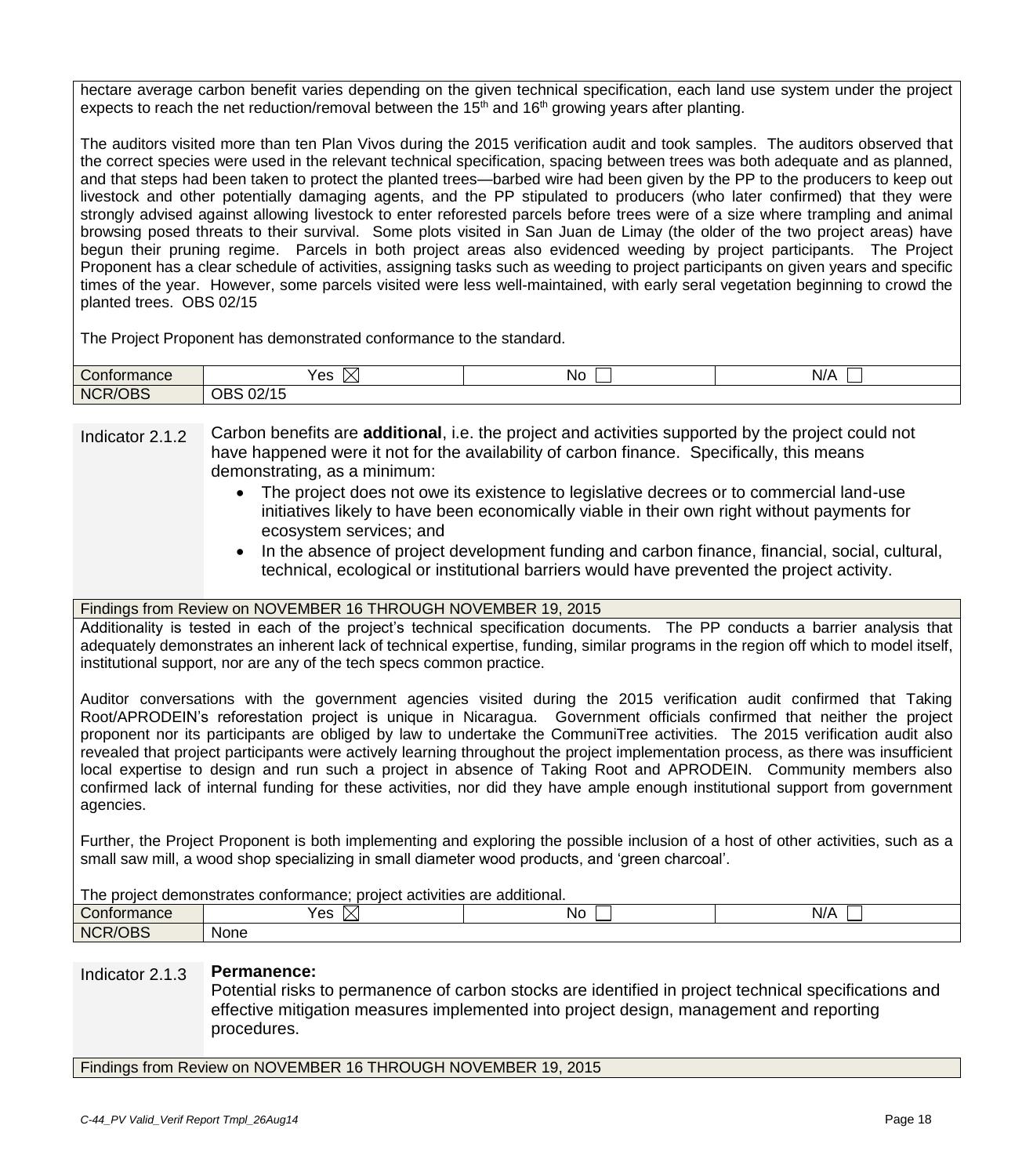hectare average carbon benefit varies depending on the given technical specification, each land use system under the project expects to reach the net reduction/removal between the 15th and 16th growing years after planting.

The auditors visited more than ten Plan Vivos during the 2015 verification audit and took samples. The auditors observed that the correct species were used in the relevant technical specification, spacing between trees was both adequate and as planned, and that steps had been taken to protect the planted trees—barbed wire had been given by the PP to the producers to keep out livestock and other potentially damaging agents, and the PP stipulated to producers (who later confirmed) that they were strongly advised against allowing livestock to enter reforested parcels before trees were of a size where trampling and animal browsing posed threats to their survival. Some plots visited in San Juan de Limay (the older of the two project areas) have begun their pruning regime. Parcels in both project areas also evidenced weeding by project participants. The Project Proponent has a clear schedule of activities, assigning tasks such as weeding to project participants on given years and specific times of the year. However, some parcels visited were less well-maintained, with early seral vegetation beginning to crowd the planted trees. OBS 02/15

The Project Proponent has demonstrated conformance to the standard.

| Conformance | Yes ☒ | No ☐ | N/A ☐ |
|---|---|---|---|
| NCR/OBS | OBS 02/15 | | |

**Indicator 2.1.2** Carbon benefits are **additional**, i.e. the project and activities supported by the project could not have happened were it not for the availability of carbon finance. Specifically, this means demonstrating, as a minimum:

- The project does not owe its existence to legislative decrees or to commercial land-use initiatives likely to have been economically viable in their own right without payments for ecosystem services; and
- In the absence of project development funding and carbon finance, financial, social, cultural, technical, ecological or institutional barriers would have prevented the project activity.

Findings from Review on NOVEMBER 16 THROUGH NOVEMBER 19, 2015

Additionality is tested in each of the project's technical specification documents. The PP conducts a barrier analysis that adequately demonstrates an inherent lack of technical expertise, funding, similar programs in the region off which to model itself, institutional support, nor are any of the tech specs common practice.

Auditor conversations with the government agencies visited during the 2015 verification audit confirmed that Taking Root/APRODEIN's reforestation project is unique in Nicaragua. Government officials confirmed that neither the project proponent nor its participants are obliged by law to undertake the CommuniTree activities. The 2015 verification audit also revealed that project participants were actively learning throughout the project implementation process, as there was insufficient local expertise to design and run such a project in absence of Taking Root and APRODEIN. Community members also confirmed lack of internal funding for these activities, nor did they have ample enough institutional support from government agencies.

Further, the Project Proponent is both implementing and exploring the possible inclusion of a host of other activities, such as a small saw mill, a wood shop specializing in small diameter wood products, and 'green charcoal'.

The project demonstrates conformance; project activities are additional.

| Conformance | Yes ☒ | No ☐ | N/A ☐ |
|---|---|---|---|
| NCR/OBS | None | | |

**Indicator 2.1.3** **Permanence:**
Potential risks to permanence of carbon stocks are identified in project technical specifications and effective mitigation measures implemented into project design, management and reporting procedures.

Findings from Review on NOVEMBER 16 THROUGH NOVEMBER 19, 2015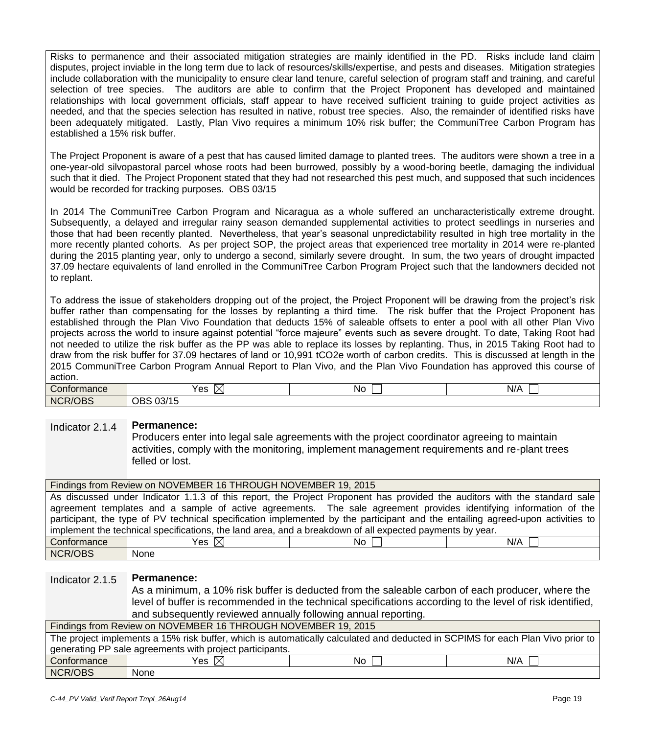Risks to permanence and their associated mitigation strategies are mainly identified in the PD. Risks include land claim disputes, project inviable in the long term due to lack of resources/skills/expertise, and pests and diseases. Mitigation strategies include collaboration with the municipality to ensure clear land tenure, careful selection of program staff and training, and careful selection of tree species. The auditors are able to confirm that the Project Proponent has developed and maintained relationships with local government officials, staff appear to have received sufficient training to guide project activities as needed, and that the species selection has resulted in native, robust tree species. Also, the remainder of identified risks have been adequately mitigated. Lastly, Plan Vivo requires a minimum 10% risk buffer; the CommuniTree Carbon Program has established a 15% risk buffer.

The Project Proponent is aware of a pest that has caused limited damage to planted trees. The auditors were shown a tree in a one-year-old silvopastoral parcel whose roots had been burrowed, possibly by a wood-boring beetle, damaging the individual such that it died. The Project Proponent stated that they had not researched this pest much, and supposed that such incidences would be recorded for tracking purposes. OBS 03/15

In 2014 The CommuniTree Carbon Program and Nicaragua as a whole suffered an uncharacteristically extreme drought. Subsequently, a delayed and irregular rainy season demanded supplemental activities to protect seedlings in nurseries and those that had been recently planted. Nevertheless, that year's seasonal unpredictability resulted in high tree mortality in the more recently planted cohorts. As per project SOP, the project areas that experienced tree mortality in 2014 were re-planted during the 2015 planting year, only to undergo a second, similarly severe drought. In sum, the two years of drought impacted 37.09 hectare equivalents of land enrolled in the CommuniTree Carbon Program Project such that the landowners decided not to replant.

To address the issue of stakeholders dropping out of the project, the Project Proponent will be drawing from the project's risk buffer rather than compensating for the losses by replanting a third time. The risk buffer that the Project Proponent has established through the Plan Vivo Foundation that deducts 15% of saleable offsets to enter a pool with all other Plan Vivo projects across the world to insure against potential "force majeure" events such as severe drought. To date, Taking Root had not needed to utilize the risk buffer as the PP was able to replace its losses by replanting. Thus, in 2015 Taking Root had to draw from the risk buffer for 37.09 hectares of land or 10,991 $tCO_2e$ worth of carbon credits. This is discussed at length in the 2015 CommuniTree Carbon Program Annual Report to Plan Vivo, and the Plan Vivo Foundation has approved this course of action.

| Conformance | Yes ☒ | No ☐ | N/A ☐ |
|---|---|---|---|
| NCR/OBS | OBS 03/15 | | |

**Indicator 2.1.4** **Permanence:**
Producers enter into legal sale agreements with the project coordinator agreeing to maintain activities, comply with the monitoring, implement management requirements and re-plant trees felled or lost.

| Findings from Review on NOVEMBER 16 THROUGH NOVEMBER 19, 2015 | | | |
|---|---|---|---|
| As discussed under Indicator 1.1.3 of this report, the Project Proponent has provided the auditors with the standard sale agreement templates and a sample of active agreements. The sale agreement provides identifying information of the participant, the type of PV technical specification implemented by the participant and the entailing agreed-upon activities to implement the technical specifications, the land area, and a breakdown of all expected payments by year. | | | |
| Conformance | Yes ☒ | No ☐ | N/A ☐ |
| NCR/OBS | None | | |

**Indicator 2.1.5** **Permanence:**
As a minimum, a 10% risk buffer is deducted from the saleable carbon of each producer, where the level of buffer is recommended in the technical specifications according to the level of risk identified, and subsequently reviewed annually following annual reporting.

| Findings from Review on NOVEMBER 16 THROUGH NOVEMBER 19, 2015 | | | |
|---|---|---|---|
| The project implements a 15% risk buffer, which is automatically calculated and deducted in SCPIMS for each Plan Vivo prior to generating PP sale agreements with project participants. | | | |
| Conformance | Yes ☒ | No ☐ | N/A ☐ |
| NCR/OBS | None | | |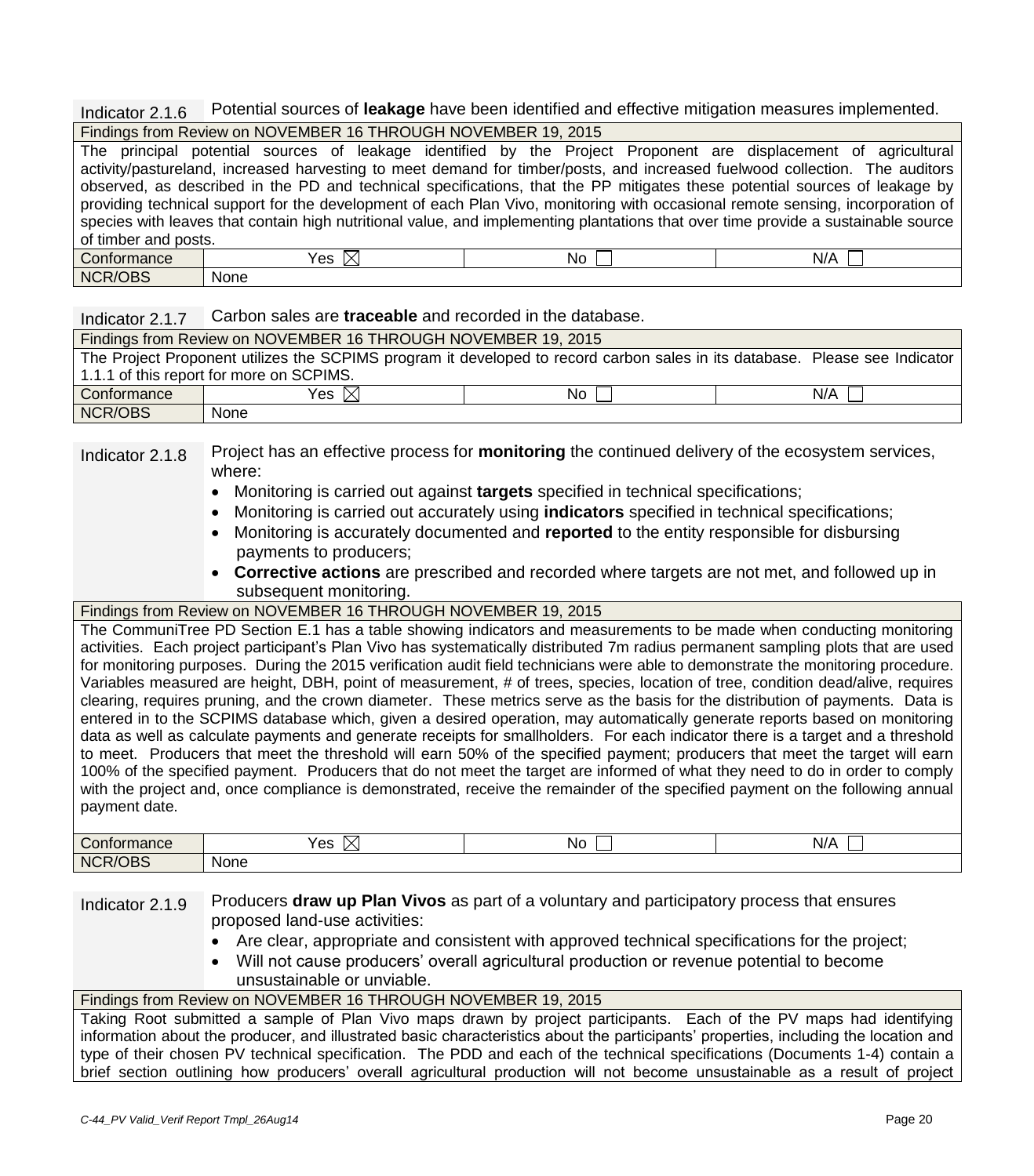| Indicator 2.1.6 | Potential sources of **leakage** have been identified and effective mitigation measures implemented. | | |
|---|---|---|---|
| Findings from Review on NOVEMBER 16 THROUGH NOVEMBER 19, 2015 | | | |
| The principal potential sources of leakage identified by the Project Proponent are displacement of agricultural activity/pastureland, increased harvesting to meet demand for timber/posts, and increased fuelwood collection. The auditors observed, as described in the PD and technical specifications, that the PP mitigates these potential sources of leakage by providing technical support for the development of each Plan Vivo, monitoring with occasional remote sensing, incorporation of species with leaves that contain high nutritional value, and implementing plantations that over time provide a sustainable source of timber and posts. | | | |
| Conformance | Yes ☒ | No ☐ | N/A ☐ |
| NCR/OBS | None | | |

| Indicator 2.1.7 | Carbon sales are **traceable** and recorded in the database. | | |
|---|---|---|---|
| Findings from Review on NOVEMBER 16 THROUGH NOVEMBER 19, 2015 | | | |
| The Project Proponent utilizes the SCPIMS program it developed to record carbon sales in its database. Please see Indicator 1.1.1 of this report for more on SCPIMS. | | | |
| Conformance | Yes ☒ | No ☐ | N/A ☐ |
| NCR/OBS | None | | |

| Indicator 2.1.8 | Project has an effective process for **monitoring** the continued delivery of the ecosystem services, where: <br>• Monitoring is carried out against **targets** specified in technical specifications; <br>• Monitoring is carried out accurately using **indicators** specified in technical specifications; <br>• Monitoring is accurately documented and **reported** to the entity responsible for disbursing payments to producers; <br>• **Corrective actions** are prescribed and recorded where targets are not met, and followed up in subsequent monitoring. | | |
|---|---|---|---|
| Findings from Review on NOVEMBER 16 THROUGH NOVEMBER 19, 2015 | | | |
| The CommuniTree PD Section E.1 has a table showing indicators and measurements to be made when conducting monitoring activities. Each project participant's Plan Vivo has systematically distributed 7m radius permanent sampling plots that are used for monitoring purposes. During the 2015 verification audit field technicians were able to demonstrate the monitoring procedure. Variables measured are height, DBH, point of measurement, # of trees, species, location of tree, condition dead/alive, requires clearing, requires pruning, and the crown diameter. These metrics serve as the basis for the distribution of payments. Data is entered in to the SCPIMS database which, given a desired operation, may automatically generate reports based on monitoring data as well as calculate payments and generate receipts for smallholders. For each indicator there is a target and a threshold to meet. Producers that meet the threshold will earn 50% of the specified payment; producers that meet the target will earn 100% of the specified payment. Producers that do not meet the target are informed of what they need to do in order to comply with the project and, once compliance is demonstrated, receive the remainder of the specified payment on the following annual payment date. | | | |
| Conformance | Yes ☒ | No ☐ | N/A ☐ |
| NCR/OBS | None | | |

| Indicator 2.1.9 | Producers **draw up Plan Vivos** as part of a voluntary and participatory process that ensures proposed land-use activities: <br>• Are clear, appropriate and consistent with approved technical specifications for the project; <br>• Will not cause producers' overall agricultural production or revenue potential to become unsustainable or unviable. |
|---|---|
| Findings from Review on NOVEMBER 16 THROUGH NOVEMBER 19, 2015 | |
| Taking Root submitted a sample of Plan Vivo maps drawn by project participants. Each of the PV maps had identifying information about the producer, and illustrated basic characteristics about the participants' properties, including the location and type of their chosen PV technical specification. The PDD and each of the technical specifications (Documents 1-4) contain a brief section outlining how producers' overall agricultural production will not become unsustainable as a result of project | |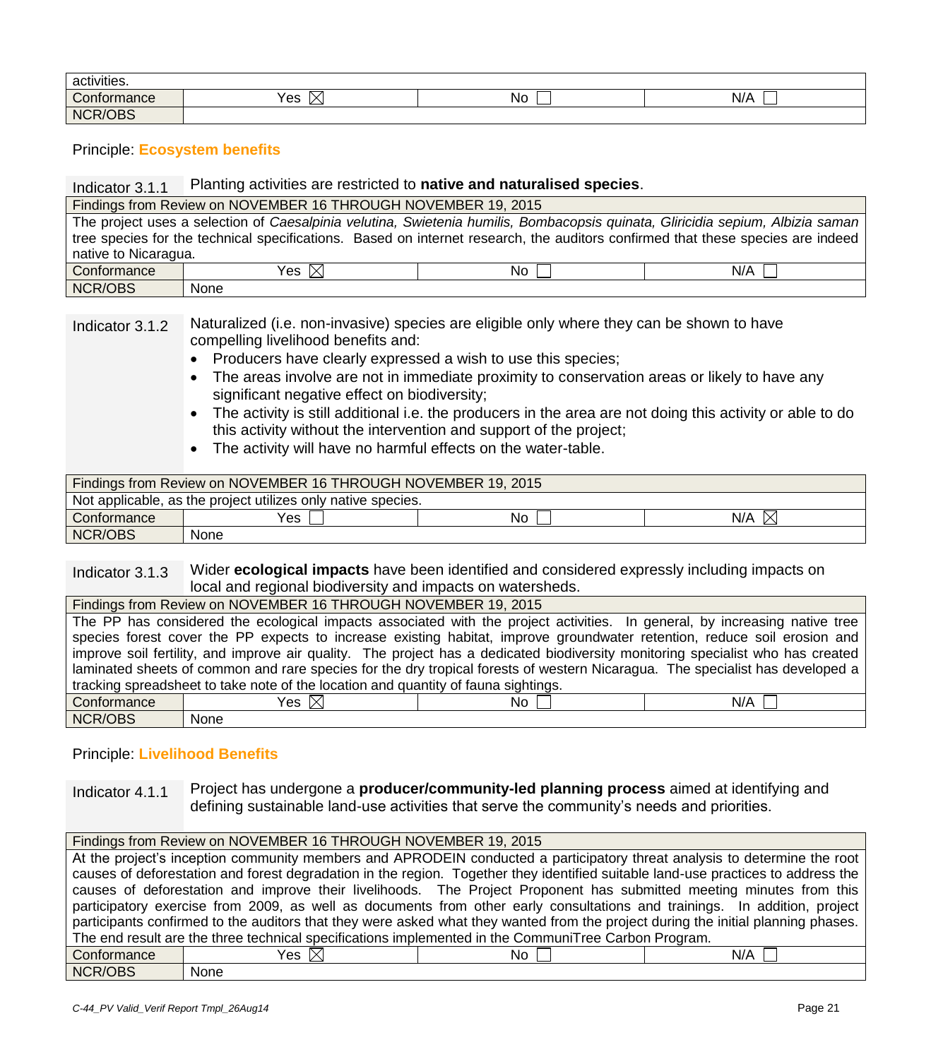| activities. | | | |
|---|---|---|---|
| Conformance | Yes ☒ | No ☐ | N/A ☐ |
| NCR/OBS | | | |

Principle: **Ecosystem benefits**

**Indicator 3.1.1** Planting activities are restricted to **native and naturalised species**.

| Findings from Review on NOVEMBER 16 THROUGH NOVEMBER 19, 2015 | | | |
|---|---|---|---|
| The project uses a selection of *Caesalpinia velutina, Swietenia humilis, Bombacopsis quinata, Gliricidia sepium, Albizia saman* tree species for the technical specifications. Based on internet research, the auditors confirmed that these species are indeed native to Nicaragua. | | | |
| Conformance | Yes ☒ | No ☐ | N/A ☐ |
| NCR/OBS | None | | |

**Indicator 3.1.2** Naturalized (i.e. non-invasive) species are eligible only where they can be shown to have compelling livelihood benefits and:

- Producers have clearly expressed a wish to use this species;
- The areas involve are not in immediate proximity to conservation areas or likely to have any significant negative effect on biodiversity;
- The activity is still additional i.e. the producers in the area are not doing this activity or able to do this activity without the intervention and support of the project;
- The activity will have no harmful effects on the water-table.

| Findings from Review on NOVEMBER 16 THROUGH NOVEMBER 19, 2015 | | | |
|---|---|---|---|
| Not applicable, as the project utilizes only native species. | | | |
| Conformance | Yes ☐ | No ☐ | N/A ☒ |
| NCR/OBS | None | | |

**Indicator 3.1.3** Wider **ecological impacts** have been identified and considered expressly including impacts on local and regional biodiversity and impacts on watersheds.

| Findings from Review on NOVEMBER 16 THROUGH NOVEMBER 19, 2015 | | | |
|---|---|---|---|
| The PP has considered the ecological impacts associated with the project activities. In general, by increasing native tree species forest cover the PP expects to increase existing habitat, improve groundwater retention, reduce soil erosion and improve soil fertility, and improve air quality. The project has a dedicated biodiversity monitoring specialist who has created laminated sheets of common and rare species for the dry tropical forests of western Nicaragua. The specialist has developed a tracking spreadsheet to take note of the location and quantity of fauna sightings. | | | |
| Conformance | Yes ☒ | No ☐ | N/A ☐ |
| NCR/OBS | None | | |

Principle: **Livelihood Benefits**

**Indicator 4.1.1** Project has undergone a **producer/community-led planning process** aimed at identifying and defining sustainable land-use activities that serve the community's needs and priorities.

| Findings from Review on NOVEMBER 16 THROUGH NOVEMBER 19, 2015 | | | |
|---|---|---|---|
| At the project's inception community members and APRODEIN conducted a participatory threat analysis to determine the root causes of deforestation and forest degradation in the region. Together they identified suitable land-use practices to address the causes of deforestation and improve their livelihoods. The Project Proponent has submitted meeting minutes from this participatory exercise from 2009, as well as documents from other early consultations and trainings. In addition, project participants confirmed to the auditors that they were asked what they wanted from the project during the initial planning phases. The end result are the three technical specifications implemented in the CommuniTree Carbon Program. | | | |
| Conformance | Yes ☒ | No ☐ | N/A ☐ |
| NCR/OBS | None | | |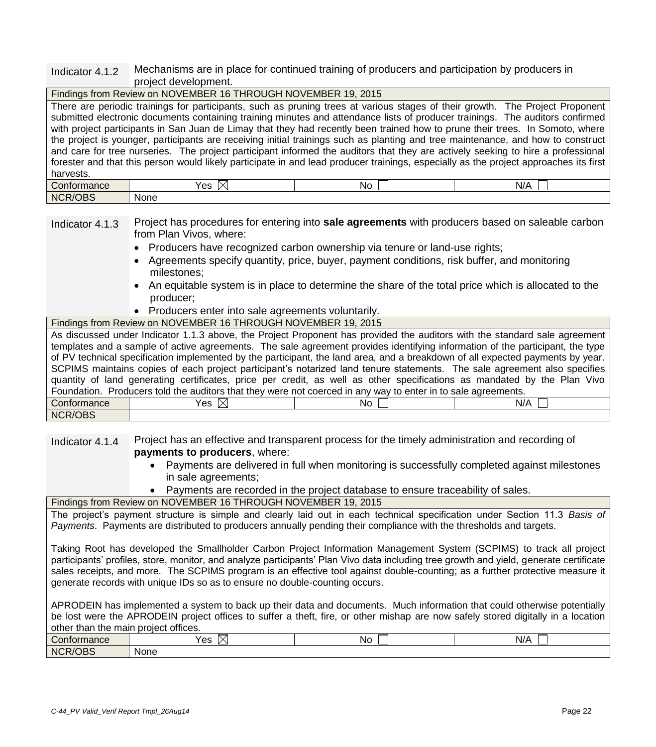| Indicator 4.1.2 | Mechanisms are in place for continued training of producers and participation by producers in project development. | | |
|---|---|---|---|
| Findings from Review on NOVEMBER 16 THROUGH NOVEMBER 19, 2015 | | | |
| There are periodic trainings for participants, such as pruning trees at various stages of their growth. The Project Proponent submitted electronic documents containing training minutes and attendance lists of producer trainings. The auditors confirmed with project participants in San Juan de Limay that they had recently been trained how to prune their trees. In Somoto, where the project is younger, participants are receiving initial trainings such as planting and tree maintenance, and how to construct and care for tree nurseries. The project participant informed the auditors that they are actively seeking to hire a professional forester and that this person would likely participate in and lead producer trainings, especially as the project approaches its first harvests. | | | |
| Conformance | Yes ☒ | No ☐ | N/A ☐ |
| NCR/OBS | None | | |

| Indicator 4.1.3 | Project has procedures for entering into **sale agreements** with producers based on saleable carbon from Plan Vivos, where:<br>• Producers have recognized carbon ownership via tenure or land-use rights;<br>• Agreements specify quantity, price, buyer, payment conditions, risk buffer, and monitoring milestones;<br>• An equitable system is in place to determine the share of the total price which is allocated to the producer;<br>• Producers enter into sale agreements voluntarily. | | |
|---|---|---|---|
| Findings from Review on NOVEMBER 16 THROUGH NOVEMBER 19, 2015 | | | |
| As discussed under Indicator 1.1.3 above, the Project Proponent has provided the auditors with the standard sale agreement templates and a sample of active agreements. The sale agreement provides identifying information of the participant, the type of PV technical specification implemented by the participant, the land area, and a breakdown of all expected payments by year. SCPIMS maintains copies of each project participant's notarized land tenure statements. The sale agreement also specifies quantity of land generating certificates, price per credit, as well as other specifications as mandated by the Plan Vivo Foundation. Producers told the auditors that they were not coerced in any way to enter in to sale agreements. | | | |
| Conformance | Yes ☒ | No ☐ | N/A ☐ |
| NCR/OBS | | | |

| Indicator 4.1.4 | Project has an effective and transparent process for the timely administration and recording of **payments to producers**, where:<br>• Payments are delivered in full when monitoring is successfully completed against milestones in sale agreements;<br>• Payments are recorded in the project database to ensure traceability of sales. | | |
|---|---|---|---|
| Findings from Review on NOVEMBER 16 THROUGH NOVEMBER 19, 2015 | | | |
| The project's payment structure is simple and clearly laid out in each technical specification under Section 11.3 *Basis of Payments*. Payments are distributed to producers annually pending their compliance with the thresholds and targets.<br><br>Taking Root has developed the Smallholder Carbon Project Information Management System (SCPIMS) to track all project participants' profiles, store, monitor, and analyze participants' Plan Vivo data including tree growth and yield, generate certificate sales receipts, and more. The SCPIMS program is an effective tool against double-counting; as a further protective measure it generate records with unique IDs so as to ensure no double-counting occurs.<br><br>APRODEIN has implemented a system to back up their data and documents. Much information that could otherwise potentially be lost were the APRODEIN project offices to suffer a theft, fire, or other mishap are now safely stored digitally in a location other than the main project offices. | | | |
| Conformance | Yes ☒ | No ☐ | N/A ☐ |
| NCR/OBS | None | | |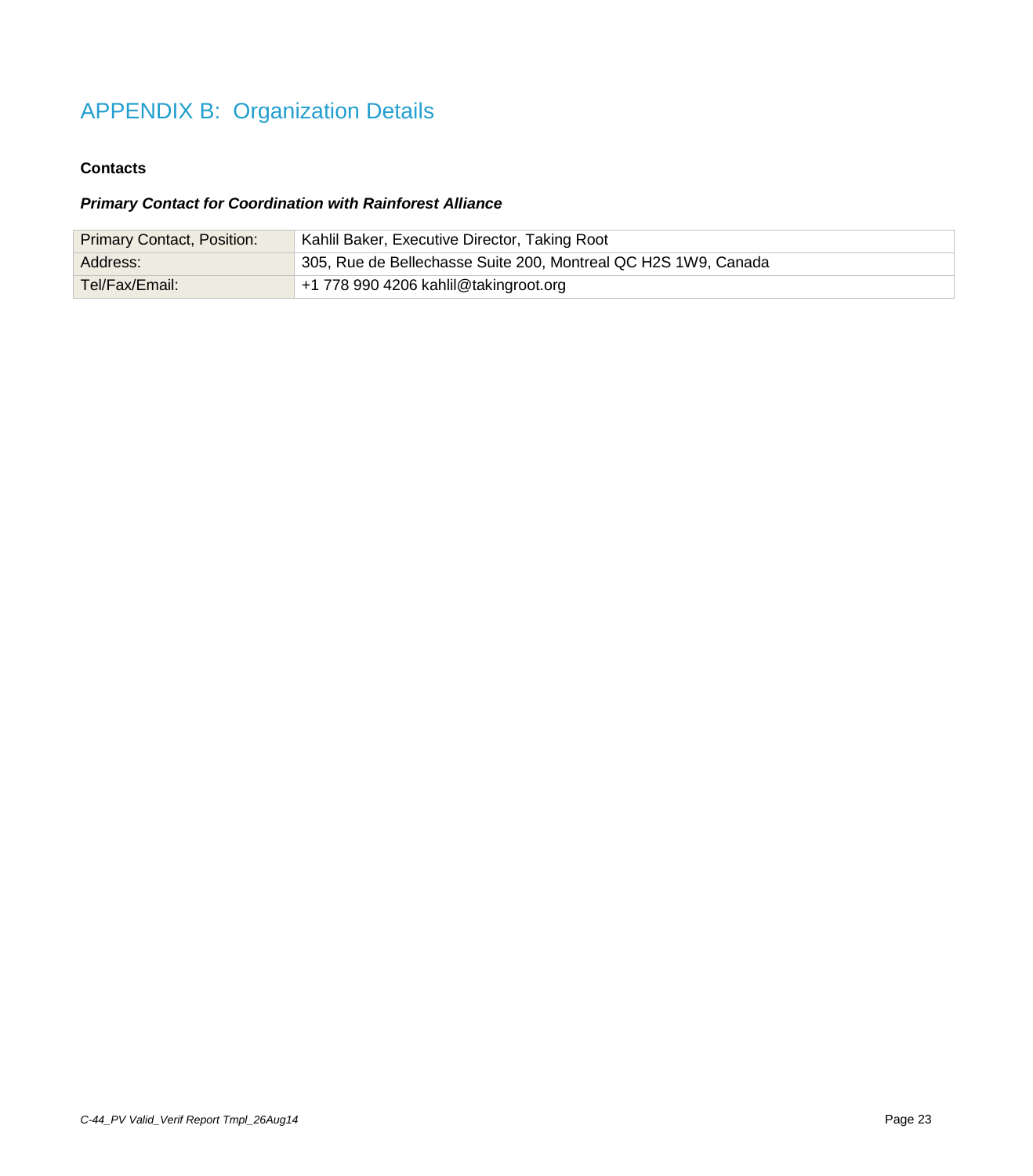# APPENDIX B: Organization Details

**Contacts**

***Primary Contact for Coordination with Rainforest Alliance***

| | |
|---|---|
| Primary Contact, Position: | Kahlil Baker, Executive Director, Taking Root |
| Address: | 305, Rue de Bellechasse Suite 200, Montreal QC H2S 1W9, Canada |
| Tel/Fax/Email: | +1 778 990 4206 kahlil@takingroot.org |